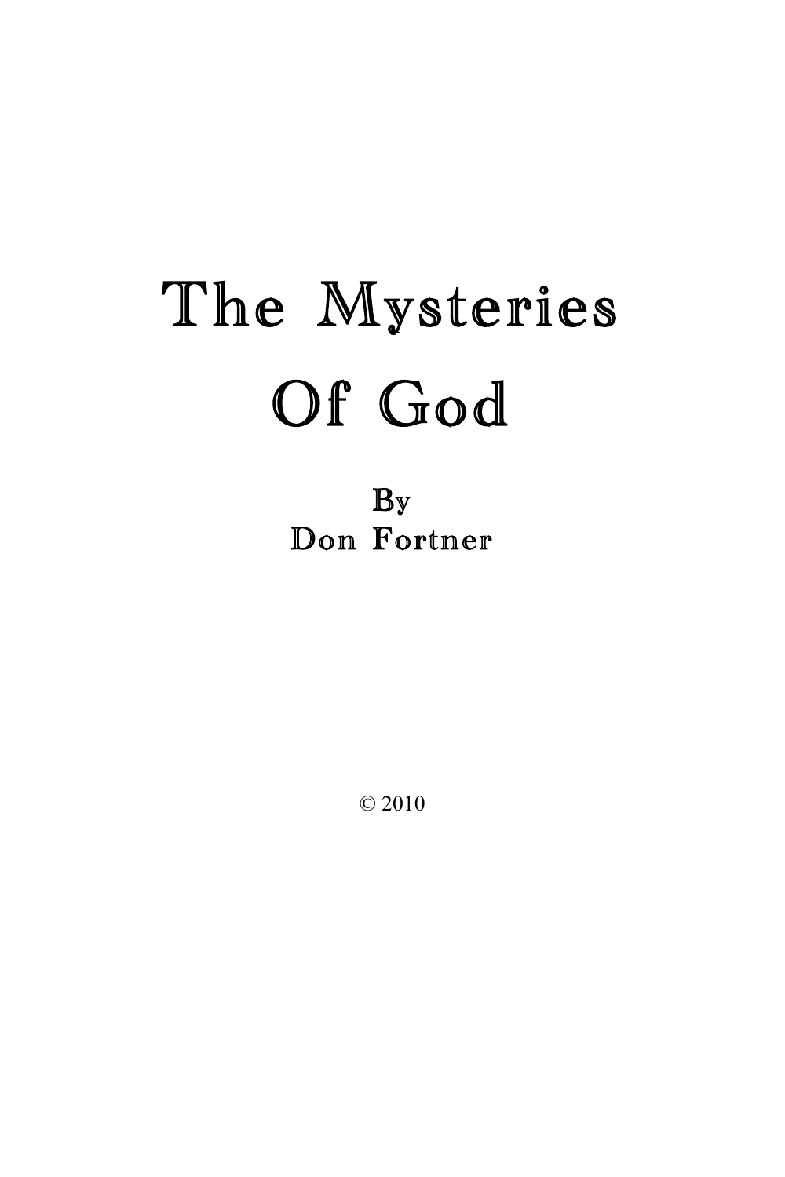# The Mysteries Of God

By
Don Fortner

© 2010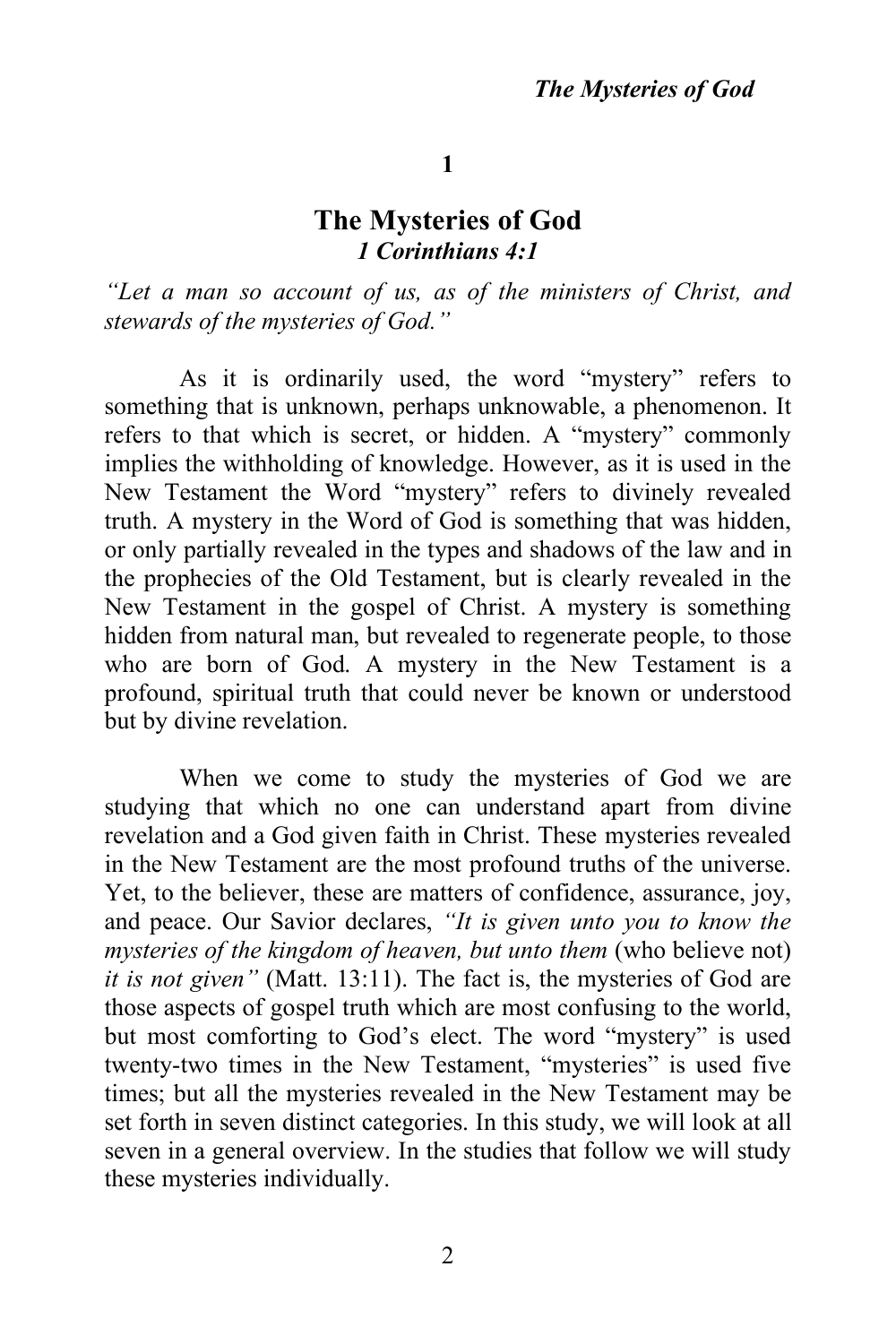## 1

## The Mysteries of God

***1 Corinthians 4:1***

*"Let a man so account of us, as of the ministers of Christ, and stewards of the mysteries of God."*

As it is ordinarily used, the word "mystery" refers to something that is unknown, perhaps unknowable, a phenomenon. It refers to that which is secret, or hidden. A "mystery" commonly implies the withholding of knowledge. However, as it is used in the New Testament the Word "mystery" refers to divinely revealed truth. A mystery in the Word of God is something that was hidden, or only partially revealed in the types and shadows of the law and in the prophecies of the Old Testament, but is clearly revealed in the New Testament in the gospel of Christ. A mystery is something hidden from natural man, but revealed to regenerate people, to those who are born of God. A mystery in the New Testament is a profound, spiritual truth that could never be known or understood but by divine revelation.

When we come to study the mysteries of God we are studying that which no one can understand apart from divine revelation and a God given faith in Christ. These mysteries revealed in the New Testament are the most profound truths of the universe. Yet, to the believer, these are matters of confidence, assurance, joy, and peace. Our Savior declares, *"It is given unto you to know the mysteries of the kingdom of heaven, but unto them* (who believe not) *it is not given"* (Matt. 13:11). The fact is, the mysteries of God are those aspects of gospel truth which are most confusing to the world, but most comforting to God's elect. The word "mystery" is used twenty-two times in the New Testament, "mysteries" is used five times; but all the mysteries revealed in the New Testament may be set forth in seven distinct categories. In this study, we will look at all seven in a general overview. In the studies that follow we will study these mysteries individually.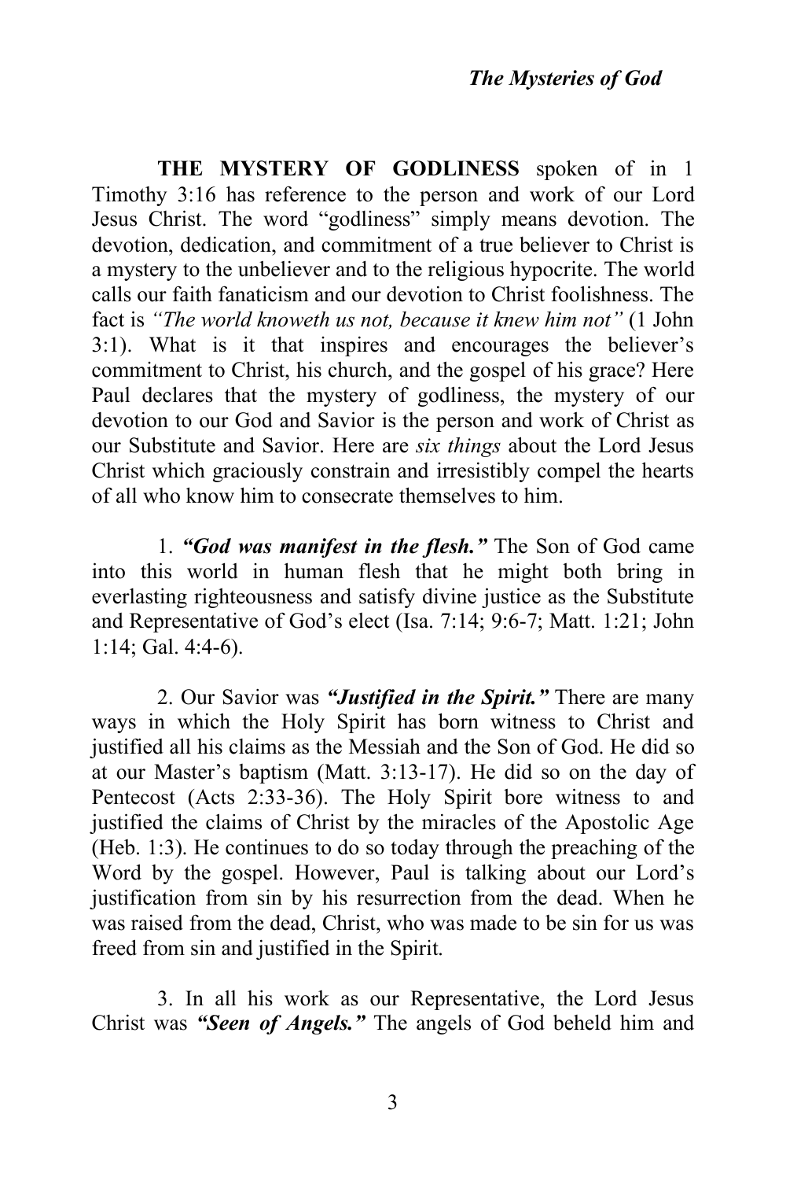**THE MYSTERY OF GODLINESS** spoken of in 1 Timothy 3:16 has reference to the person and work of our Lord Jesus Christ. The word "godliness" simply means devotion. The devotion, dedication, and commitment of a true believer to Christ is a mystery to the unbeliever and to the religious hypocrite. The world calls our faith fanaticism and our devotion to Christ foolishness. The fact is *"The world knoweth us not, because it knew him not"* (1 John 3:1). What is it that inspires and encourages the believer's commitment to Christ, his church, and the gospel of his grace? Here Paul declares that the mystery of godliness, the mystery of our devotion to our God and Savior is the person and work of Christ as our Substitute and Savior. Here are *six things* about the Lord Jesus Christ which graciously constrain and irresistibly compel the hearts of all who know him to consecrate themselves to him.

1. ***"God was manifest in the flesh."*** The Son of God came into this world in human flesh that he might both bring in everlasting righteousness and satisfy divine justice as the Substitute and Representative of God's elect (Isa. 7:14; 9:6-7; Matt. 1:21; John 1:14; Gal. 4:4-6).

2. Our Savior was ***"Justified in the Spirit."*** There are many ways in which the Holy Spirit has born witness to Christ and justified all his claims as the Messiah and the Son of God. He did so at our Master's baptism (Matt. 3:13-17). He did so on the day of Pentecost (Acts 2:33-36). The Holy Spirit bore witness to and justified the claims of Christ by the miracles of the Apostolic Age (Heb. 1:3). He continues to do so today through the preaching of the Word by the gospel. However, Paul is talking about our Lord's justification from sin by his resurrection from the dead. When he was raised from the dead, Christ, who was made to be sin for us was freed from sin and justified in the Spirit.

3. In all his work as our Representative, the Lord Jesus Christ was ***"Seen of Angels."*** The angels of God beheld him and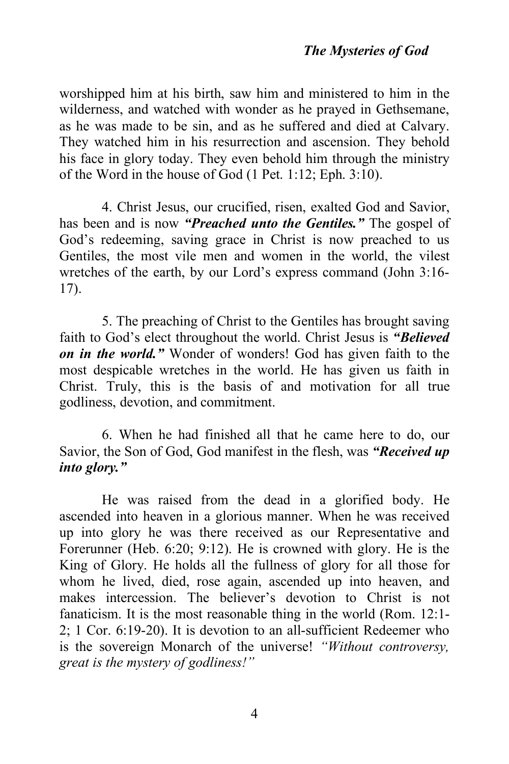worshipped him at his birth, saw him and ministered to him in the wilderness, and watched with wonder as he prayed in Gethsemane, as he was made to be sin, and as he suffered and died at Calvary. They watched him in his resurrection and ascension. They behold his face in glory today. They even behold him through the ministry of the Word in the house of God (1 Pet. 1:12; Eph. 3:10).

4. Christ Jesus, our crucified, risen, exalted God and Savior, has been and is now ***"Preached unto the Gentiles."*** The gospel of God's redeeming, saving grace in Christ is now preached to us Gentiles, the most vile men and women in the world, the vilest wretches of the earth, by our Lord's express command (John 3:16-17).

5. The preaching of Christ to the Gentiles has brought saving faith to God's elect throughout the world. Christ Jesus is ***"Believed on in the world."*** Wonder of wonders! God has given faith to the most despicable wretches in the world. He has given us faith in Christ. Truly, this is the basis of and motivation for all true godliness, devotion, and commitment.

6. When he had finished all that he came here to do, our Savior, the Son of God, God manifest in the flesh, was ***"Received up into glory."***

He was raised from the dead in a glorified body. He ascended into heaven in a glorious manner. When he was received up into glory he was there received as our Representative and Forerunner (Heb. 6:20; 9:12). He is crowned with glory. He is the King of Glory. He holds all the fullness of glory for all those for whom he lived, died, rose again, ascended up into heaven, and makes intercession. The believer's devotion to Christ is not fanaticism. It is the most reasonable thing in the world (Rom. 12:1-2; 1 Cor. 6:19-20). It is devotion to an all-sufficient Redeemer who is the sovereign Monarch of the universe! *"Without controversy, great is the mystery of godliness!"*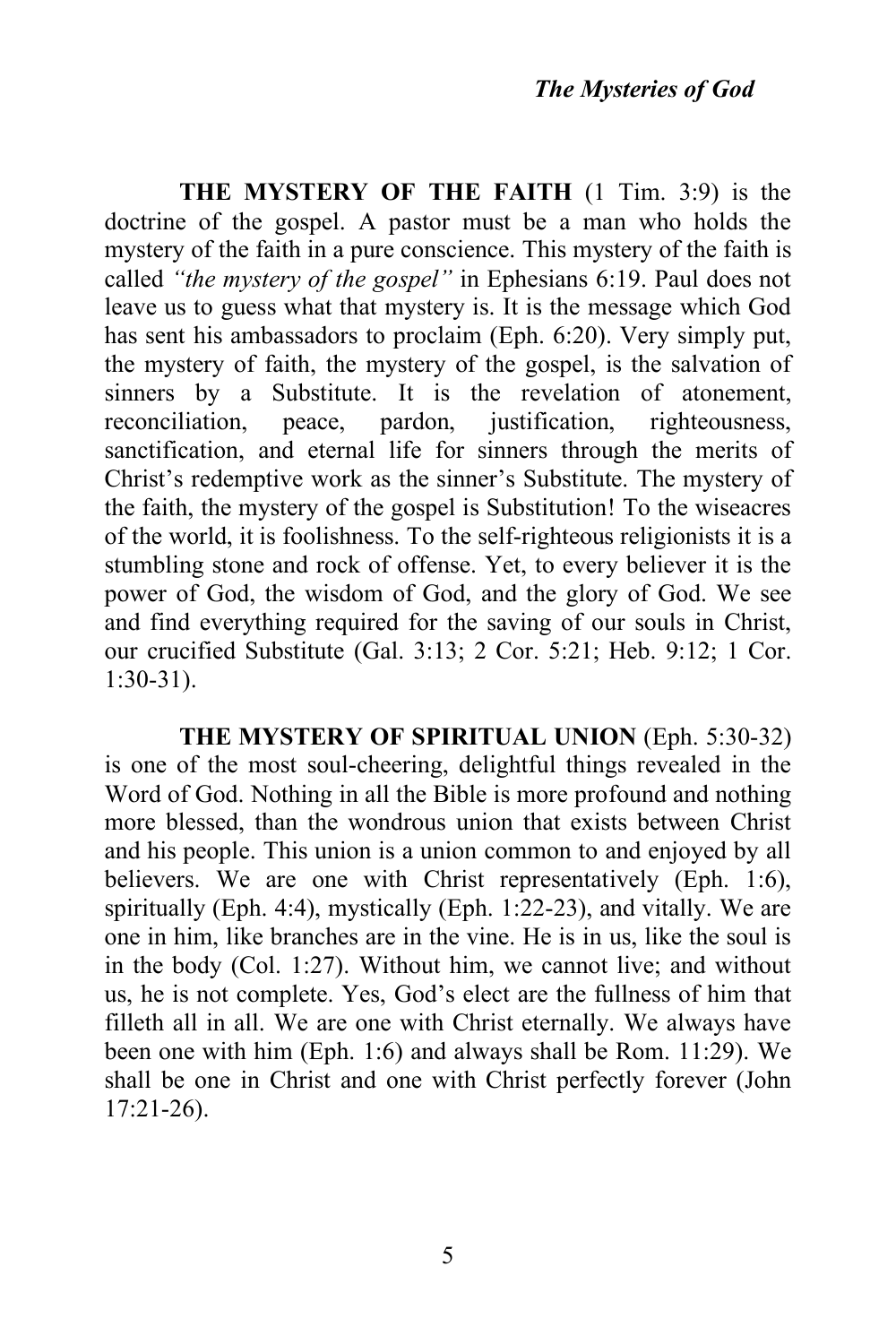**THE MYSTERY OF THE FAITH** (1 Tim. 3:9) is the doctrine of the gospel. A pastor must be a man who holds the mystery of the faith in a pure conscience. This mystery of the faith is called *"the mystery of the gospel"* in Ephesians 6:19. Paul does not leave us to guess what that mystery is. It is the message which God has sent his ambassadors to proclaim (Eph. 6:20). Very simply put, the mystery of faith, the mystery of the gospel, is the salvation of sinners by a Substitute. It is the revelation of atonement, reconciliation, peace, pardon, justification, righteousness, sanctification, and eternal life for sinners through the merits of Christ's redemptive work as the sinner's Substitute. The mystery of the faith, the mystery of the gospel is Substitution! To the wiseacres of the world, it is foolishness. To the self-righteous religionists it is a stumbling stone and rock of offense. Yet, to every believer it is the power of God, the wisdom of God, and the glory of God. We see and find everything required for the saving of our souls in Christ, our crucified Substitute (Gal. 3:13; 2 Cor. 5:21; Heb. 9:12; 1 Cor. 1:30-31).

**THE MYSTERY OF SPIRITUAL UNION** (Eph. 5:30-32) is one of the most soul-cheering, delightful things revealed in the Word of God. Nothing in all the Bible is more profound and nothing more blessed, than the wondrous union that exists between Christ and his people. This union is a union common to and enjoyed by all believers. We are one with Christ representatively (Eph. 1:6), spiritually (Eph. 4:4), mystically (Eph. 1:22-23), and vitally. We are one in him, like branches are in the vine. He is in us, like the soul is in the body (Col. 1:27). Without him, we cannot live; and without us, he is not complete. Yes, God's elect are the fullness of him that filleth all in all. We are one with Christ eternally. We always have been one with him (Eph. 1:6) and always shall be Rom. 11:29). We shall be one in Christ and one with Christ perfectly forever (John 17:21-26).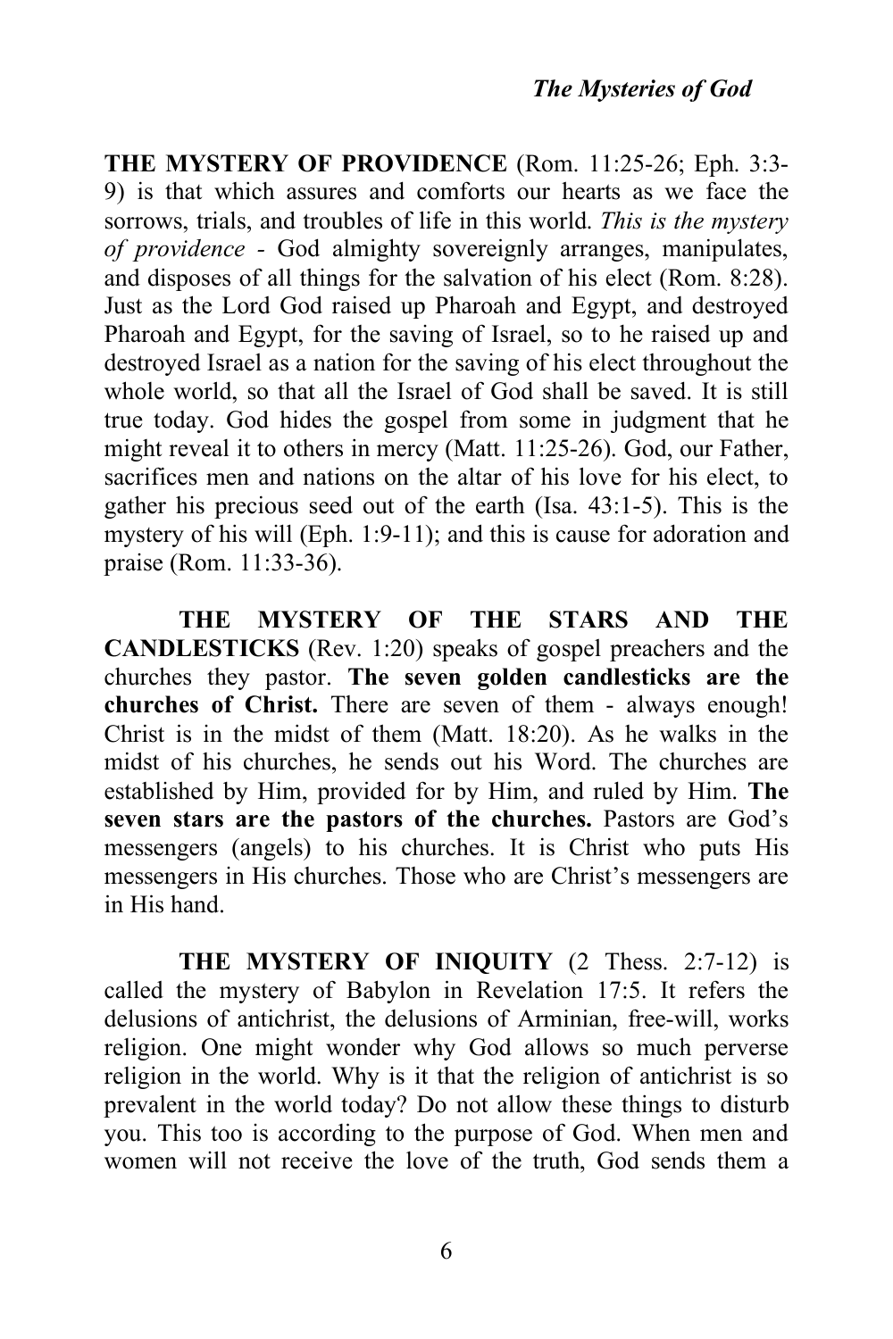**THE MYSTERY OF PROVIDENCE** (Rom. 11:25-26; Eph. 3:3-9) is that which assures and comforts our hearts as we face the sorrows, trials, and troubles of life in this world. *This is the mystery of providence* - God almighty sovereignly arranges, manipulates, and disposes of all things for the salvation of his elect (Rom. 8:28). Just as the Lord God raised up Pharoah and Egypt, and destroyed Pharoah and Egypt, for the saving of Israel, so to he raised up and destroyed Israel as a nation for the saving of his elect throughout the whole world, so that all the Israel of God shall be saved. It is still true today. God hides the gospel from some in judgment that he might reveal it to others in mercy (Matt. 11:25-26). God, our Father, sacrifices men and nations on the altar of his love for his elect, to gather his precious seed out of the earth (Isa. 43:1-5). This is the mystery of his will (Eph. 1:9-11); and this is cause for adoration and praise (Rom. 11:33-36).

**THE MYSTERY OF THE STARS AND THE CANDLESTICKS** (Rev. 1:20) speaks of gospel preachers and the churches they pastor. **The seven golden candlesticks are the churches of Christ.** There are seven of them - always enough! Christ is in the midst of them (Matt. 18:20). As he walks in the midst of his churches, he sends out his Word. The churches are established by Him, provided for by Him, and ruled by Him. **The seven stars are the pastors of the churches.** Pastors are God's messengers (angels) to his churches. It is Christ who puts His messengers in His churches. Those who are Christ's messengers are in His hand.

**THE MYSTERY OF INIQUITY** (2 Thess. 2:7-12) is called the mystery of Babylon in Revelation 17:5. It refers the delusions of antichrist, the delusions of Arminian, free-will, works religion. One might wonder why God allows so much perverse religion in the world. Why is it that the religion of antichrist is so prevalent in the world today? Do not allow these things to disturb you. This too is according to the purpose of God. When men and women will not receive the love of the truth, God sends them a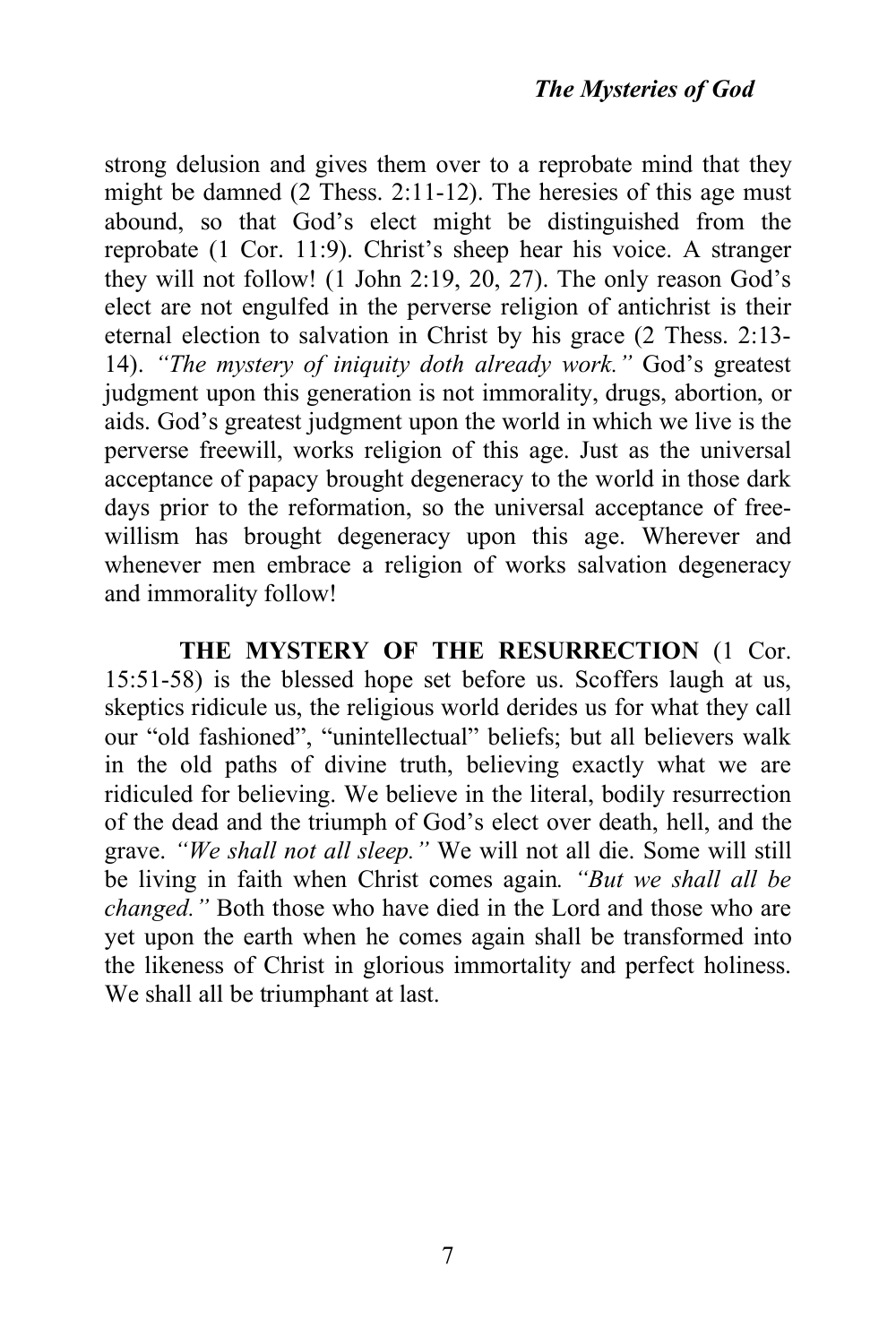strong delusion and gives them over to a reprobate mind that they might be damned (2 Thess. 2:11-12). The heresies of this age must abound, so that God's elect might be distinguished from the reprobate (1 Cor. 11:9). Christ's sheep hear his voice. A stranger they will not follow! (1 John 2:19, 20, 27). The only reason God's elect are not engulfed in the perverse religion of antichrist is their eternal election to salvation in Christ by his grace (2 Thess. 2:13-14). *"The mystery of iniquity doth already work."* God's greatest judgment upon this generation is not immorality, drugs, abortion, or aids. God's greatest judgment upon the world in which we live is the perverse freewill, works religion of this age. Just as the universal acceptance of papacy brought degeneracy to the world in those dark days prior to the reformation, so the universal acceptance of free-willism has brought degeneracy upon this age. Wherever and whenever men embrace a religion of works salvation degeneracy and immorality follow!

**THE MYSTERY OF THE RESURRECTION** (1 Cor. 15:51-58) is the blessed hope set before us. Scoffers laugh at us, skeptics ridicule us, the religious world derides us for what they call our "old fashioned", "unintellectual" beliefs; but all believers walk in the old paths of divine truth, believing exactly what we are ridiculed for believing. We believe in the literal, bodily resurrection of the dead and the triumph of God's elect over death, hell, and the grave. *"We shall not all sleep."* We will not all die. Some will still be living in faith when Christ comes again. *"But we shall all be changed."* Both those who have died in the Lord and those who are yet upon the earth when he comes again shall be transformed into the likeness of Christ in glorious immortality and perfect holiness. We shall all be triumphant at last.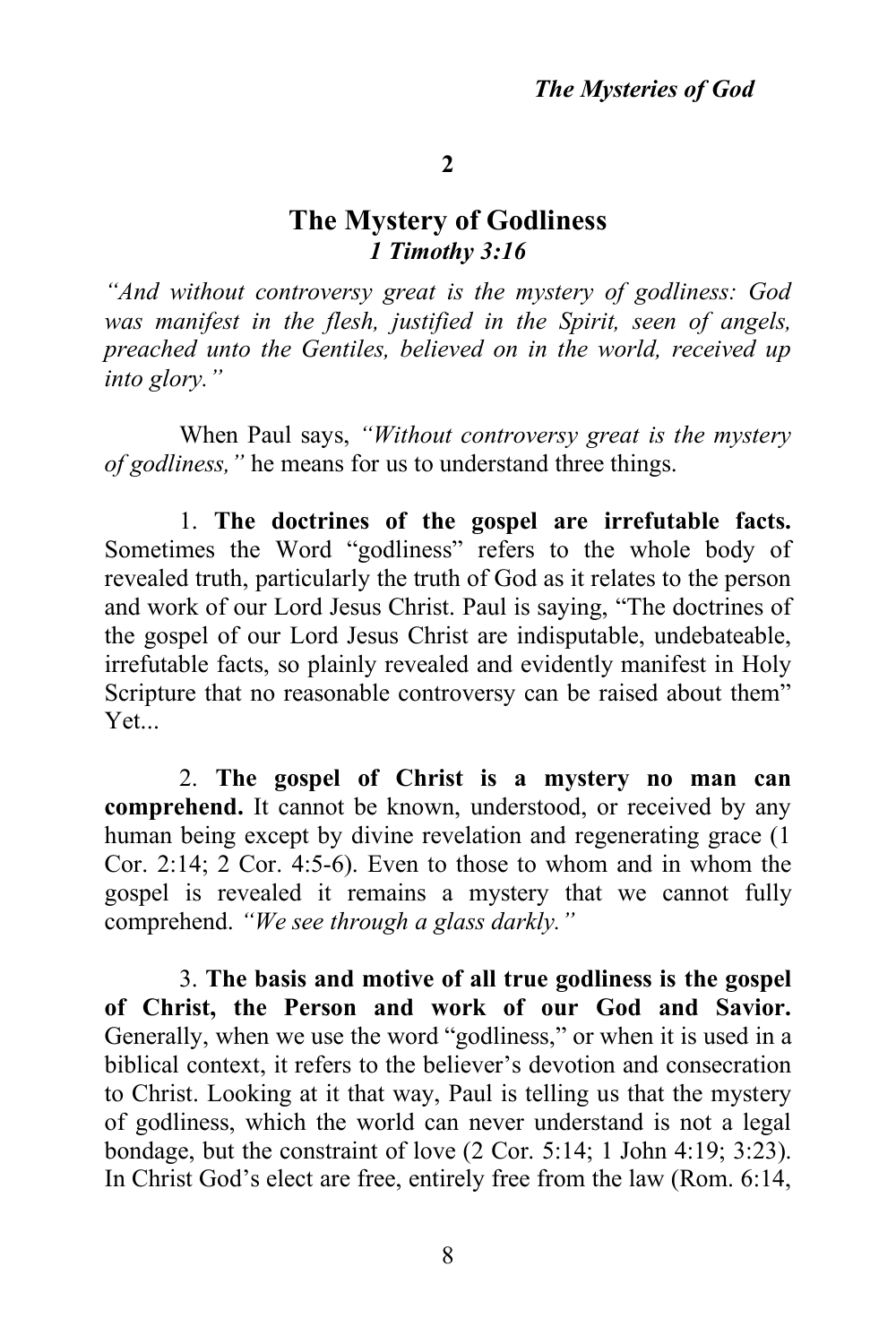**2**

## The Mystery of Godliness
### *1 Timothy 3:16*

*"And without controversy great is the mystery of godliness: God was manifest in the flesh, justified in the Spirit, seen of angels, preached unto the Gentiles, believed on in the world, received up into glory."*

When Paul says, *"Without controversy great is the mystery of godliness,"* he means for us to understand three things.

1. **The doctrines of the gospel are irrefutable facts.** Sometimes the Word "godliness" refers to the whole body of revealed truth, particularly the truth of God as it relates to the person and work of our Lord Jesus Christ. Paul is saying, "The doctrines of the gospel of our Lord Jesus Christ are indisputable, undebateable, irrefutable facts, so plainly revealed and evidently manifest in Holy Scripture that no reasonable controversy can be raised about them" Yet...

2. **The gospel of Christ is a mystery no man can comprehend.** It cannot be known, understood, or received by any human being except by divine revelation and regenerating grace (1 Cor. 2:14; 2 Cor. 4:5-6). Even to those to whom and in whom the gospel is revealed it remains a mystery that we cannot fully comprehend. *"We see through a glass darkly."*

3. **The basis and motive of all true godliness is the gospel of Christ, the Person and work of our God and Savior.** Generally, when we use the word "godliness," or when it is used in a biblical context, it refers to the believer's devotion and consecration to Christ. Looking at it that way, Paul is telling us that the mystery of godliness, which the world can never understand is not a legal bondage, but the constraint of love (2 Cor. 5:14; 1 John 4:19; 3:23). In Christ God's elect are free, entirely free from the law (Rom. 6:14,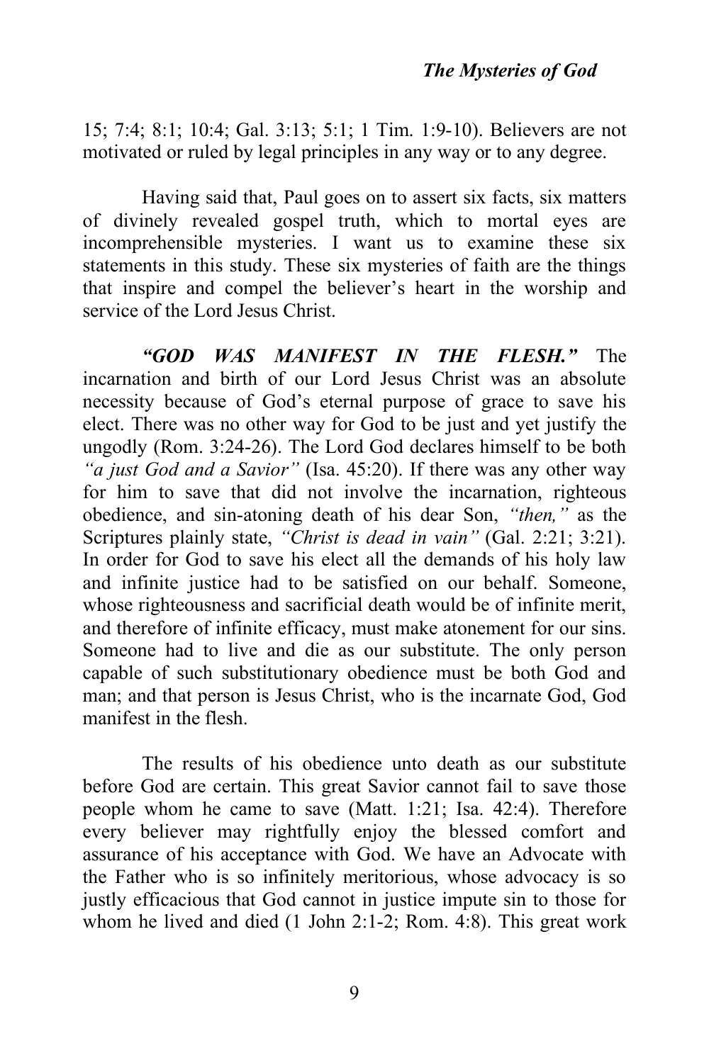15; 7:4; 8:1; 10:4; Gal. 3:13; 5:1; 1 Tim. 1:9-10). Believers are not motivated or ruled by legal principles in any way or to any degree.

Having said that, Paul goes on to assert six facts, six matters of divinely revealed gospel truth, which to mortal eyes are incomprehensible mysteries. I want us to examine these six statements in this study. These six mysteries of faith are the things that inspire and compel the believer's heart in the worship and service of the Lord Jesus Christ.

***"GOD WAS MANIFEST IN THE FLESH."*** The incarnation and birth of our Lord Jesus Christ was an absolute necessity because of God's eternal purpose of grace to save his elect. There was no other way for God to be just and yet justify the ungodly (Rom. 3:24-26). The Lord God declares himself to be both *"a just God and a Savior"* (Isa. 45:20). If there was any other way for him to save that did not involve the incarnation, righteous obedience, and sin-atoning death of his dear Son, *"then,"* as the Scriptures plainly state, *"Christ is dead in vain"* (Gal. 2:21; 3:21). In order for God to save his elect all the demands of his holy law and infinite justice had to be satisfied on our behalf. Someone, whose righteousness and sacrificial death would be of infinite merit, and therefore of infinite efficacy, must make atonement for our sins. Someone had to live and die as our substitute. The only person capable of such substitutionary obedience must be both God and man; and that person is Jesus Christ, who is the incarnate God, God manifest in the flesh.

The results of his obedience unto death as our substitute before God are certain. This great Savior cannot fail to save those people whom he came to save (Matt. 1:21; Isa. 42:4). Therefore every believer may rightfully enjoy the blessed comfort and assurance of his acceptance with God. We have an Advocate with the Father who is so infinitely meritorious, whose advocacy is so justly efficacious that God cannot in justice impute sin to those for whom he lived and died (1 John 2:1-2; Rom. 4:8). This great work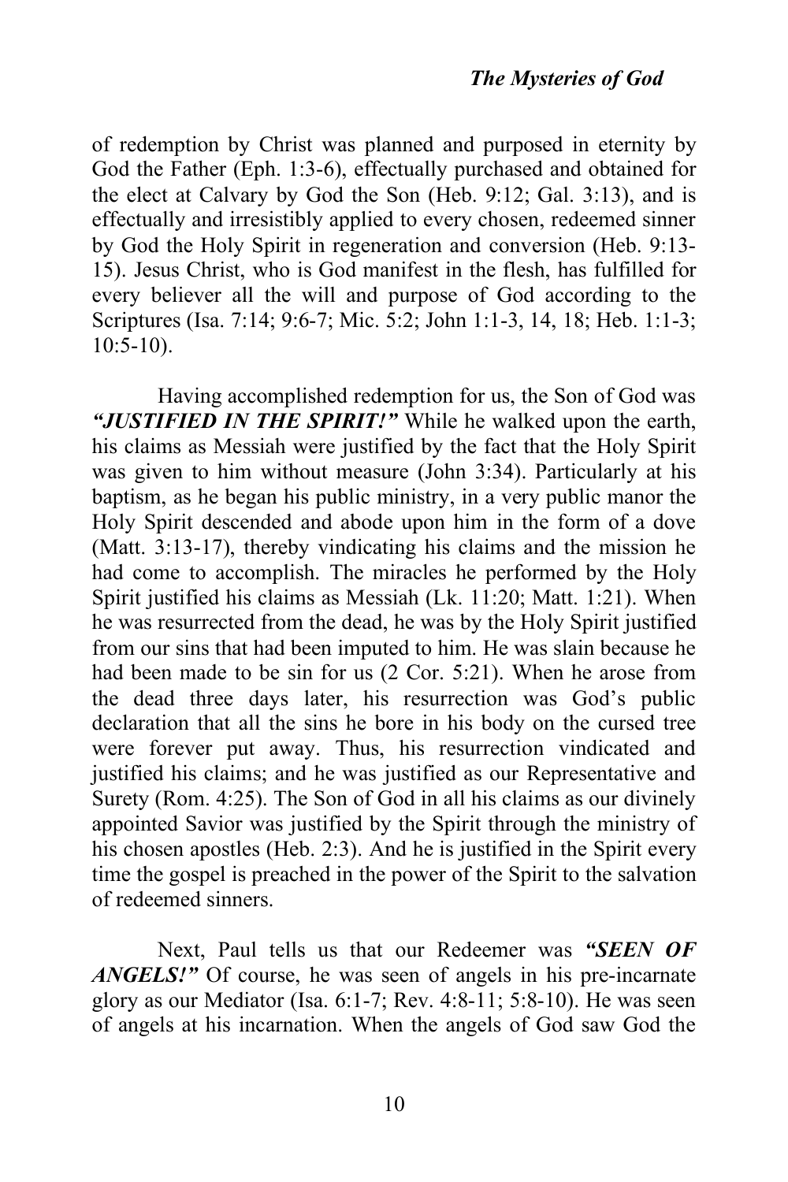of redemption by Christ was planned and purposed in eternity by God the Father (Eph. 1:3-6), effectually purchased and obtained for the elect at Calvary by God the Son (Heb. 9:12; Gal. 3:13), and is effectually and irresistibly applied to every chosen, redeemed sinner by God the Holy Spirit in regeneration and conversion (Heb. 9:13-15). Jesus Christ, who is God manifest in the flesh, has fulfilled for every believer all the will and purpose of God according to the Scriptures (Isa. 7:14; 9:6-7; Mic. 5:2; John 1:1-3, 14, 18; Heb. 1:1-3; 10:5-10).

Having accomplished redemption for us, the Son of God was ***"JUSTIFIED IN THE SPIRIT!"*** While he walked upon the earth, his claims as Messiah were justified by the fact that the Holy Spirit was given to him without measure (John 3:34). Particularly at his baptism, as he began his public ministry, in a very public manor the Holy Spirit descended and abode upon him in the form of a dove (Matt. 3:13-17), thereby vindicating his claims and the mission he had come to accomplish. The miracles he performed by the Holy Spirit justified his claims as Messiah (Lk. 11:20; Matt. 1:21). When he was resurrected from the dead, he was by the Holy Spirit justified from our sins that had been imputed to him. He was slain because he had been made to be sin for us (2 Cor. 5:21). When he arose from the dead three days later, his resurrection was God's public declaration that all the sins he bore in his body on the cursed tree were forever put away. Thus, his resurrection vindicated and justified his claims; and he was justified as our Representative and Surety (Rom. 4:25). The Son of God in all his claims as our divinely appointed Savior was justified by the Spirit through the ministry of his chosen apostles (Heb. 2:3). And he is justified in the Spirit every time the gospel is preached in the power of the Spirit to the salvation of redeemed sinners.

Next, Paul tells us that our Redeemer was ***"SEEN OF ANGELS!"*** Of course, he was seen of angels in his pre-incarnate glory as our Mediator (Isa. 6:1-7; Rev. 4:8-11; 5:8-10). He was seen of angels at his incarnation. When the angels of God saw God the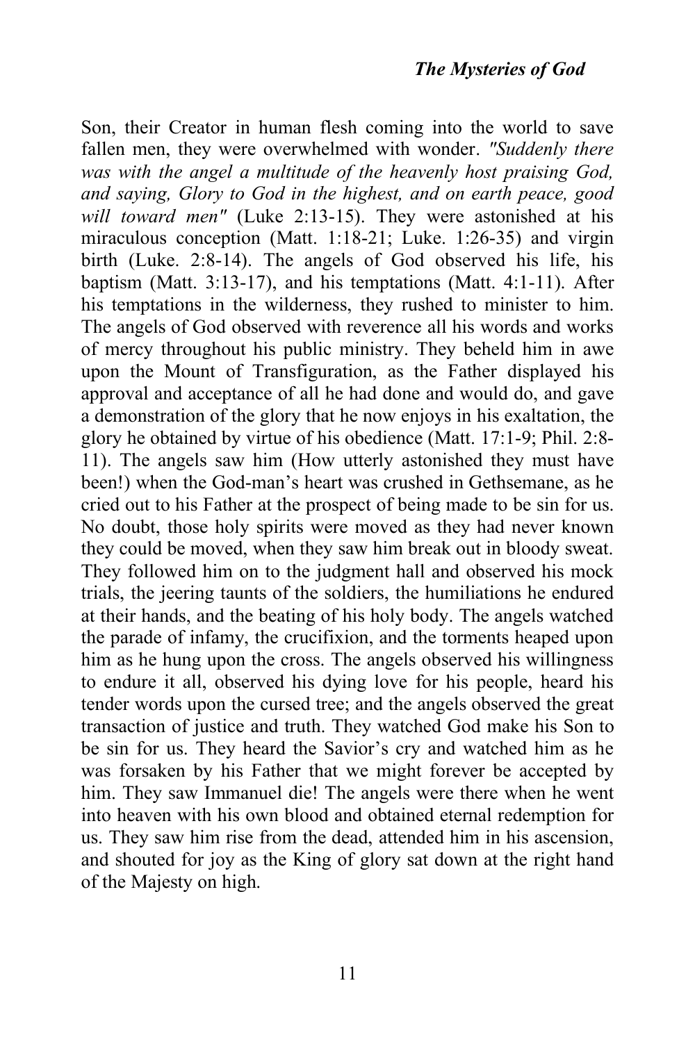Son, their Creator in human flesh coming into the world to save fallen men, they were overwhelmed with wonder. *"Suddenly there was with the angel a multitude of the heavenly host praising God, and saying, Glory to God in the highest, and on earth peace, good will toward men"* (Luke 2:13-15). They were astonished at his miraculous conception (Matt. 1:18-21; Luke. 1:26-35) and virgin birth (Luke. 2:8-14). The angels of God observed his life, his baptism (Matt. 3:13-17), and his temptations (Matt. 4:1-11). After his temptations in the wilderness, they rushed to minister to him. The angels of God observed with reverence all his words and works of mercy throughout his public ministry. They beheld him in awe upon the Mount of Transfiguration, as the Father displayed his approval and acceptance of all he had done and would do, and gave a demonstration of the glory that he now enjoys in his exaltation, the glory he obtained by virtue of his obedience (Matt. 17:1-9; Phil. 2:8-11). The angels saw him (How utterly astonished they must have been!) when the God-man's heart was crushed in Gethsemane, as he cried out to his Father at the prospect of being made to be sin for us. No doubt, those holy spirits were moved as they had never known they could be moved, when they saw him break out in bloody sweat. They followed him on to the judgment hall and observed his mock trials, the jeering taunts of the soldiers, the humiliations he endured at their hands, and the beating of his holy body. The angels watched the parade of infamy, the crucifixion, and the torments heaped upon him as he hung upon the cross. The angels observed his willingness to endure it all, observed his dying love for his people, heard his tender words upon the cursed tree; and the angels observed the great transaction of justice and truth. They watched God make his Son to be sin for us. They heard the Savior's cry and watched him as he was forsaken by his Father that we might forever be accepted by him. They saw Immanuel die! The angels were there when he went into heaven with his own blood and obtained eternal redemption for us. They saw him rise from the dead, attended him in his ascension, and shouted for joy as the King of glory sat down at the right hand of the Majesty on high.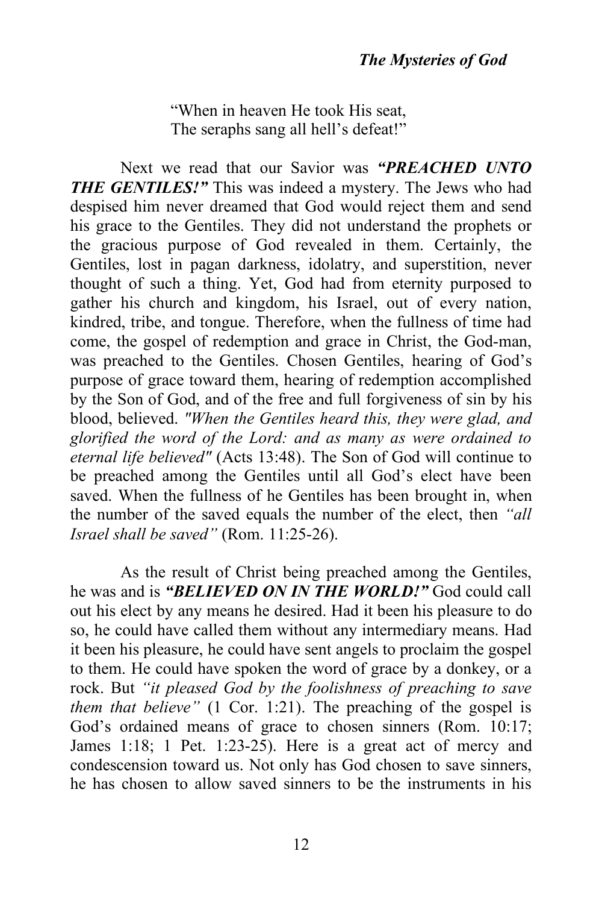> "When in heaven He took His seat,
> The seraphs sang all hell's defeat!"

Next we read that our Savior was ***"PREACHED UNTO THE GENTILES!"*** This was indeed a mystery. The Jews who had despised him never dreamed that God would reject them and send his grace to the Gentiles. They did not understand the prophets or the gracious purpose of God revealed in them. Certainly, the Gentiles, lost in pagan darkness, idolatry, and superstition, never thought of such a thing. Yet, God had from eternity purposed to gather his church and kingdom, his Israel, out of every nation, kindred, tribe, and tongue. Therefore, when the fullness of time had come, the gospel of redemption and grace in Christ, the God-man, was preached to the Gentiles. Chosen Gentiles, hearing of God's purpose of grace toward them, hearing of redemption accomplished by the Son of God, and of the free and full forgiveness of sin by his blood, believed. *"When the Gentiles heard this, they were glad, and glorified the word of the Lord: and as many as were ordained to eternal life believed"* (Acts 13:48). The Son of God will continue to be preached among the Gentiles until all God's elect have been saved. When the fullness of he Gentiles has been brought in, when the number of the saved equals the number of the elect, then *"all Israel shall be saved"* (Rom. 11:25-26).

As the result of Christ being preached among the Gentiles, he was and is ***"BELIEVED ON IN THE WORLD!"*** God could call out his elect by any means he desired. Had it been his pleasure to do so, he could have called them without any intermediary means. Had it been his pleasure, he could have sent angels to proclaim the gospel to them. He could have spoken the word of grace by a donkey, or a rock. But *"it pleased God by the foolishness of preaching to save them that believe"* (1 Cor. 1:21). The preaching of the gospel is God's ordained means of grace to chosen sinners (Rom. 10:17; James 1:18; 1 Pet. 1:23-25). Here is a great act of mercy and condescension toward us. Not only has God chosen to save sinners, he has chosen to allow saved sinners to be the instruments in his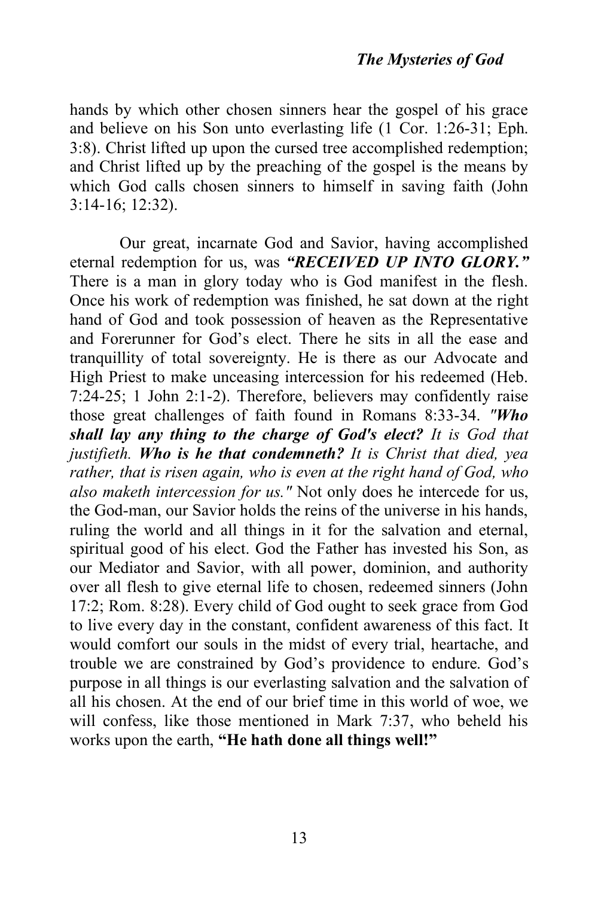hands by which other chosen sinners hear the gospel of his grace and believe on his Son unto everlasting life (1 Cor. 1:26-31; Eph. 3:8). Christ lifted up upon the cursed tree accomplished redemption; and Christ lifted up by the preaching of the gospel is the means by which God calls chosen sinners to himself in saving faith (John 3:14-16; 12:32).

Our great, incarnate God and Savior, having accomplished eternal redemption for us, was ***"RECEIVED UP INTO GLORY."*** There is a man in glory today who is God manifest in the flesh. Once his work of redemption was finished, he sat down at the right hand of God and took possession of heaven as the Representative and Forerunner for God's elect. There he sits in all the ease and tranquillity of total sovereignty. He is there as our Advocate and High Priest to make unceasing intercession for his redeemed (Heb. 7:24-25; 1 John 2:1-2). Therefore, believers may confidently raise those great challenges of faith found in Romans 8:33-34. *"**Who shall lay any thing to the charge of God's elect?** It is God that justifieth. **Who is he that condemneth?** It is Christ that died, yea rather, that is risen again, who is even at the right hand of God, who also maketh intercession for us."* Not only does he intercede for us, the God-man, our Savior holds the reins of the universe in his hands, ruling the world and all things in it for the salvation and eternal, spiritual good of his elect. God the Father has invested his Son, as our Mediator and Savior, with all power, dominion, and authority over all flesh to give eternal life to chosen, redeemed sinners (John 17:2; Rom. 8:28). Every child of God ought to seek grace from God to live every day in the constant, confident awareness of this fact. It would comfort our souls in the midst of every trial, heartache, and trouble we are constrained by God's providence to endure. God's purpose in all things is our everlasting salvation and the salvation of all his chosen. At the end of our brief time in this world of woe, we will confess, like those mentioned in Mark 7:37, who beheld his works upon the earth, **"He hath done all things well!"**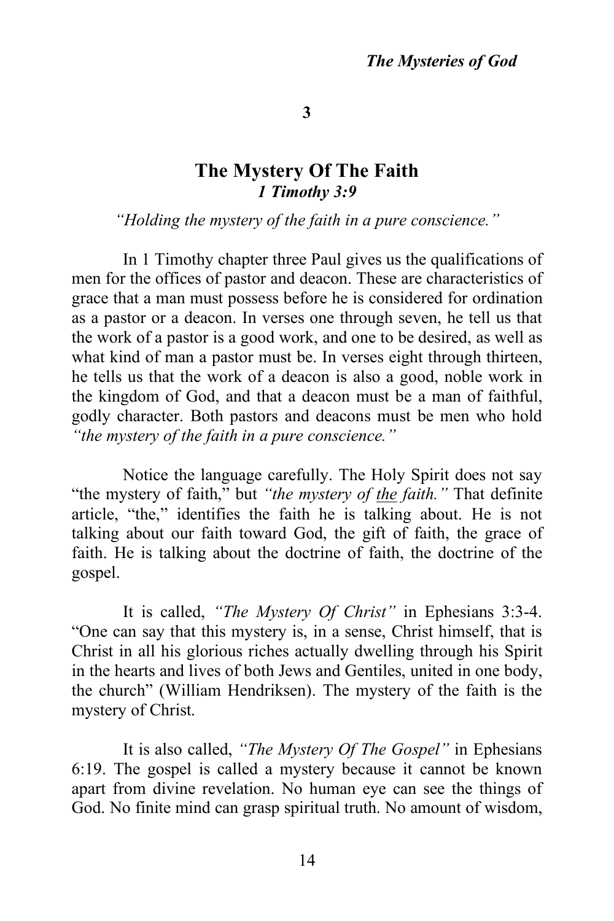## 3

## The Mystery Of The Faith
### *1 Timothy 3:9*

*"Holding the mystery of the faith in a pure conscience."*

In 1 Timothy chapter three Paul gives us the qualifications of men for the offices of pastor and deacon. These are characteristics of grace that a man must possess before he is considered for ordination as a pastor or a deacon. In verses one through seven, he tell us that the work of a pastor is a good work, and one to be desired, as well as what kind of man a pastor must be. In verses eight through thirteen, he tells us that the work of a deacon is also a good, noble work in the kingdom of God, and that a deacon must be a man of faithful, godly character. Both pastors and deacons must be men who hold *"the mystery of the faith in a pure conscience."*

Notice the language carefully. The Holy Spirit does not say "the mystery of faith," but *"the mystery of <u>the</u> faith."* That definite article, "the," identifies the faith he is talking about. He is not talking about our faith toward God, the gift of faith, the grace of faith. He is talking about the doctrine of faith, the doctrine of the gospel.

It is called, *"The Mystery Of Christ"* in Ephesians 3:3-4. "One can say that this mystery is, in a sense, Christ himself, that is Christ in all his glorious riches actually dwelling through his Spirit in the hearts and lives of both Jews and Gentiles, united in one body, the church" (William Hendriksen). The mystery of the faith is the mystery of Christ.

It is also called, *"The Mystery Of The Gospel"* in Ephesians 6:19. The gospel is called a mystery because it cannot be known apart from divine revelation. No human eye can see the things of God. No finite mind can grasp spiritual truth. No amount of wisdom,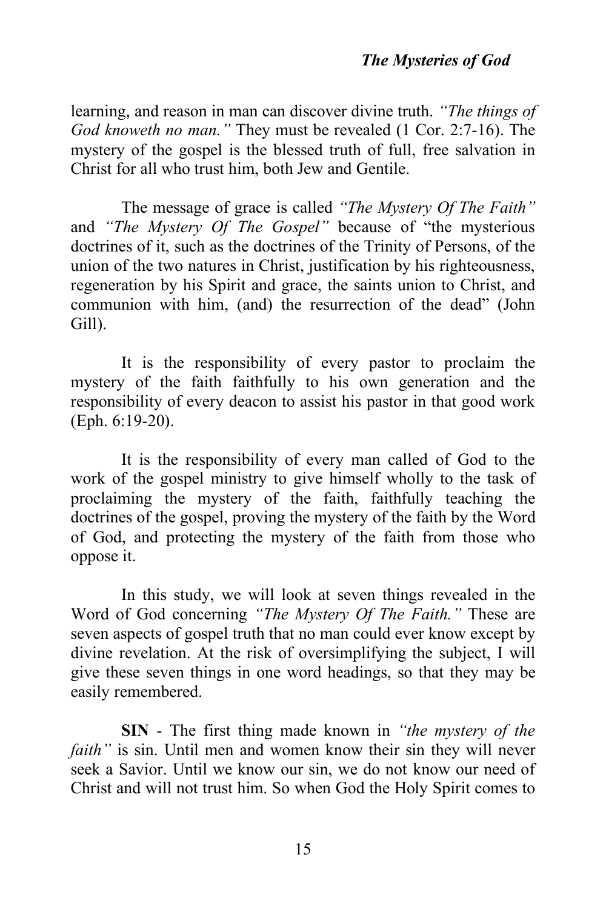learning, and reason in man can discover divine truth. *"The things of God knoweth no man."* They must be revealed (1 Cor. 2:7-16). The mystery of the gospel is the blessed truth of full, free salvation in Christ for all who trust him, both Jew and Gentile.

The message of grace is called *"The Mystery Of The Faith"* and *"The Mystery Of The Gospel"* because of "the mysterious doctrines of it, such as the doctrines of the Trinity of Persons, of the union of the two natures in Christ, justification by his righteousness, regeneration by his Spirit and grace, the saints union to Christ, and communion with him, (and) the resurrection of the dead" (John Gill).

It is the responsibility of every pastor to proclaim the mystery of the faith faithfully to his own generation and the responsibility of every deacon to assist his pastor in that good work (Eph. 6:19-20).

It is the responsibility of every man called of God to the work of the gospel ministry to give himself wholly to the task of proclaiming the mystery of the faith, faithfully teaching the doctrines of the gospel, proving the mystery of the faith by the Word of God, and protecting the mystery of the faith from those who oppose it.

In this study, we will look at seven things revealed in the Word of God concerning *"The Mystery Of The Faith."* These are seven aspects of gospel truth that no man could ever know except by divine revelation. At the risk of oversimplifying the subject, I will give these seven things in one word headings, so that they may be easily remembered.

**SIN** - The first thing made known in *"the mystery of the faith"* is sin. Until men and women know their sin they will never seek a Savior. Until we know our sin, we do not know our need of Christ and will not trust him. So when God the Holy Spirit comes to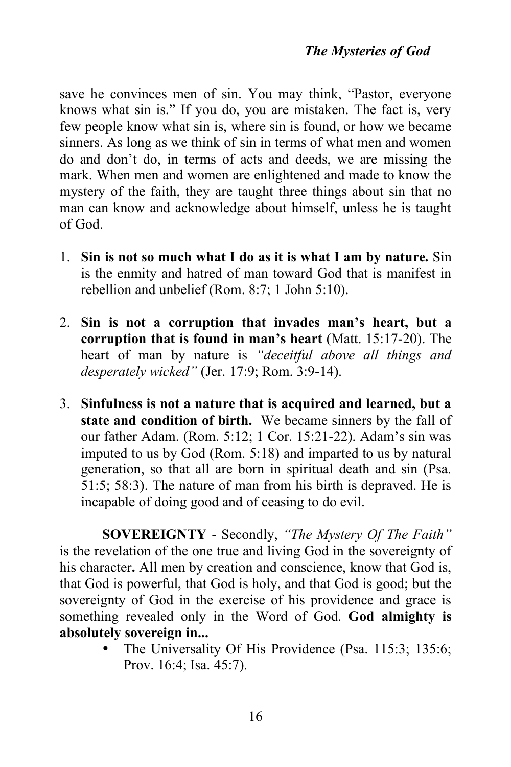save he convinces men of sin. You may think, "Pastor, everyone knows what sin is." If you do, you are mistaken. The fact is, very few people know what sin is, where sin is found, or how we became sinners. As long as we think of sin in terms of what men and women do and don't do, in terms of acts and deeds, we are missing the mark. When men and women are enlightened and made to know the mystery of the faith, they are taught three things about sin that no man can know and acknowledge about himself, unless he is taught of God.

1. **Sin is not so much what I do as it is what I am by nature.** Sin is the enmity and hatred of man toward God that is manifest in rebellion and unbelief (Rom. 8:7; 1 John 5:10).

2. **Sin is not a corruption that invades man's heart, but a corruption that is found in man's heart** (Matt. 15:17-20). The heart of man by nature is *"deceitful above all things and desperately wicked"* (Jer. 17:9; Rom. 3:9-14).

3. **Sinfulness is not a nature that is acquired and learned, but a state and condition of birth.** We became sinners by the fall of our father Adam. (Rom. 5:12; 1 Cor. 15:21-22). Adam's sin was imputed to us by God (Rom. 5:18) and imparted to us by natural generation, so that all are born in spiritual death and sin (Psa. 51:5; 58:3). The nature of man from his birth is depraved. He is incapable of doing good and of ceasing to do evil.

**SOVEREIGNTY** - Secondly, *"The Mystery Of The Faith"* is the revelation of the one true and living God in the sovereignty of his character**.** All men by creation and conscience, know that God is, that God is powerful, that God is holy, and that God is good; but the sovereignty of God in the exercise of his providence and grace is something revealed only in the Word of God. **God almighty is absolutely sovereign in...**

- The Universality Of His Providence (Psa. 115:3; 135:6; Prov. 16:4; Isa. 45:7).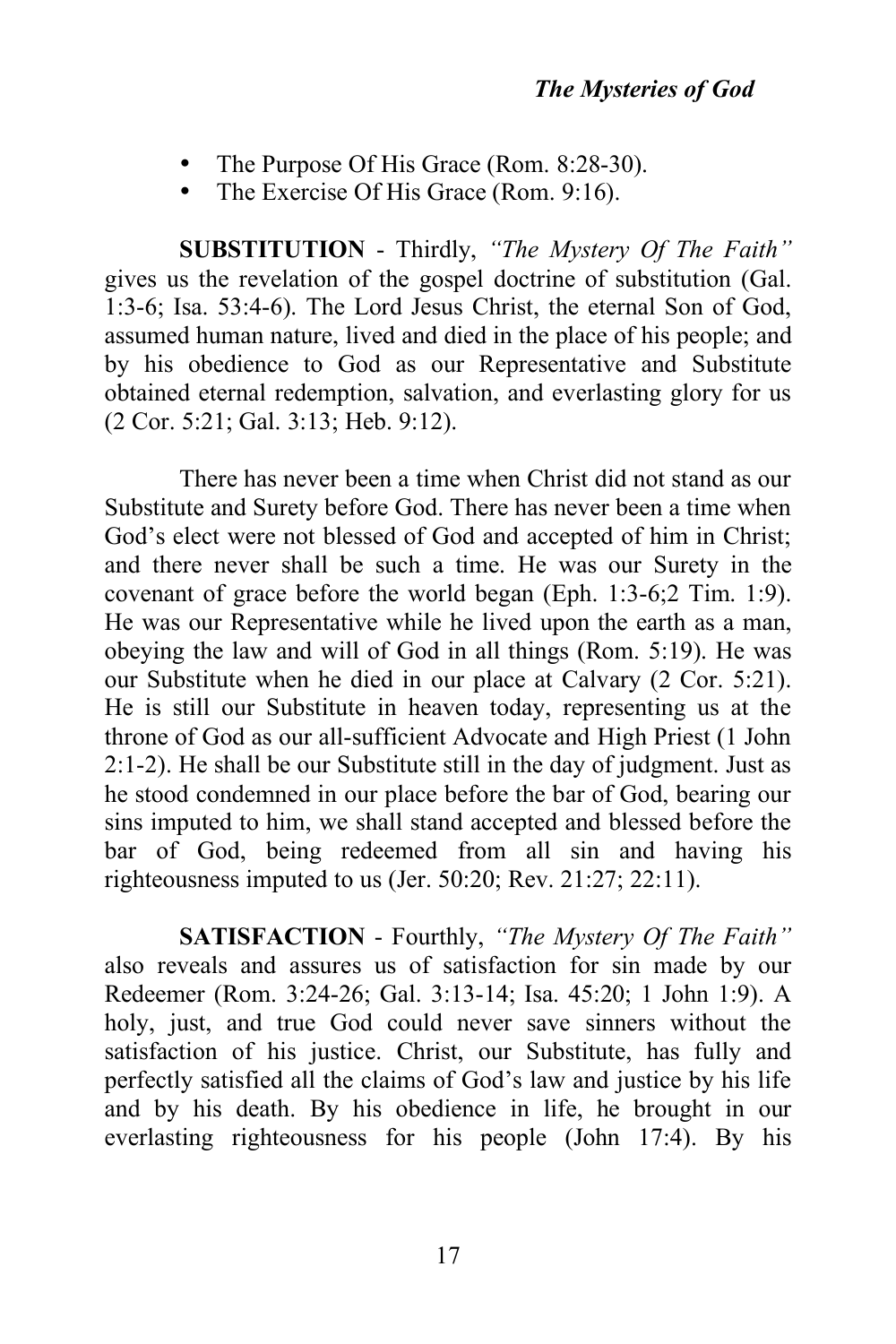- The Purpose Of His Grace (Rom. 8:28-30).
- The Exercise Of His Grace (Rom. 9:16).

**SUBSTITUTION** - Thirdly, *"The Mystery Of The Faith"* gives us the revelation of the gospel doctrine of substitution (Gal. 1:3-6; Isa. 53:4-6). The Lord Jesus Christ, the eternal Son of God, assumed human nature, lived and died in the place of his people; and by his obedience to God as our Representative and Substitute obtained eternal redemption, salvation, and everlasting glory for us (2 Cor. 5:21; Gal. 3:13; Heb. 9:12).

There has never been a time when Christ did not stand as our Substitute and Surety before God. There has never been a time when God's elect were not blessed of God and accepted of him in Christ; and there never shall be such a time. He was our Surety in the covenant of grace before the world began (Eph. 1:3-6;2 Tim. 1:9). He was our Representative while he lived upon the earth as a man, obeying the law and will of God in all things (Rom. 5:19). He was our Substitute when he died in our place at Calvary (2 Cor. 5:21). He is still our Substitute in heaven today, representing us at the throne of God as our all-sufficient Advocate and High Priest (1 John 2:1-2). He shall be our Substitute still in the day of judgment. Just as he stood condemned in our place before the bar of God, bearing our sins imputed to him, we shall stand accepted and blessed before the bar of God, being redeemed from all sin and having his righteousness imputed to us (Jer. 50:20; Rev. 21:27; 22:11).

**SATISFACTION** - Fourthly, *"The Mystery Of The Faith"* also reveals and assures us of satisfaction for sin made by our Redeemer (Rom. 3:24-26; Gal. 3:13-14; Isa. 45:20; 1 John 1:9). A holy, just, and true God could never save sinners without the satisfaction of his justice. Christ, our Substitute, has fully and perfectly satisfied all the claims of God's law and justice by his life and by his death. By his obedience in life, he brought in our everlasting righteousness for his people (John 17:4). By his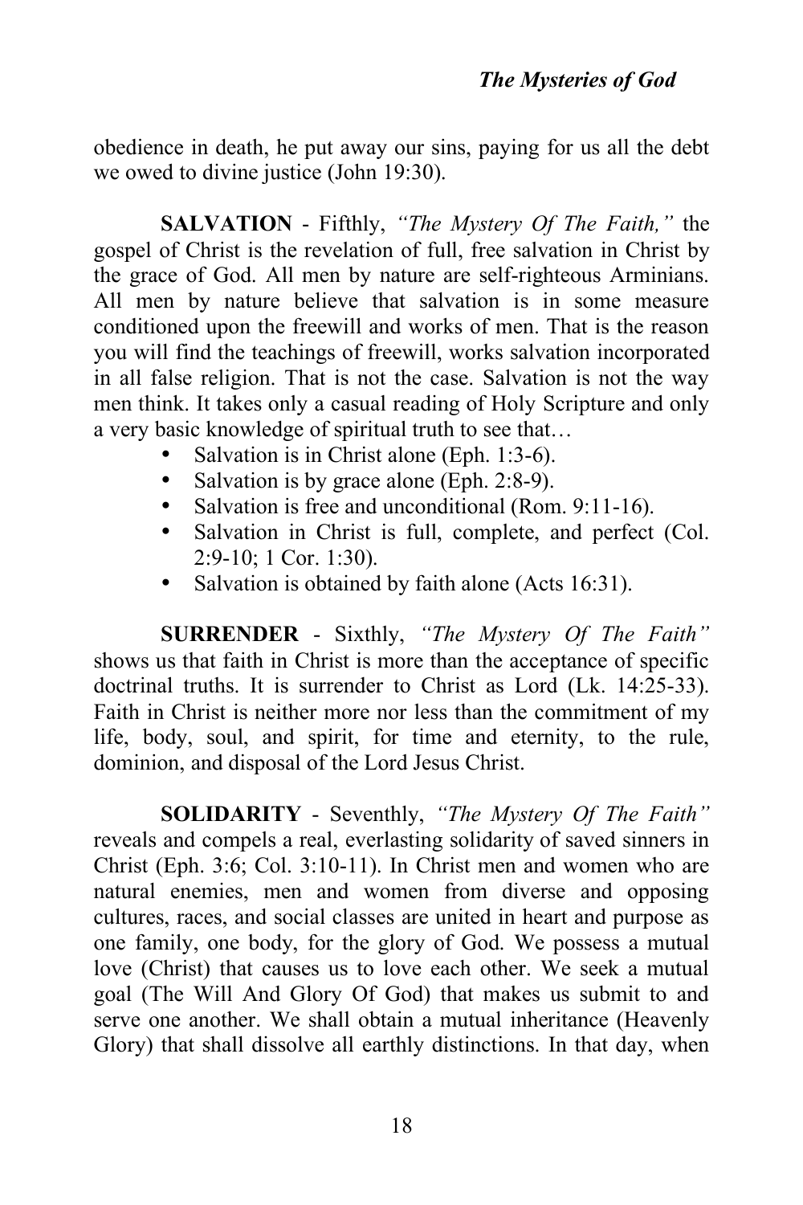obedience in death, he put away our sins, paying for us all the debt we owed to divine justice (John 19:30).

**SALVATION** - Fifthly, *"The Mystery Of The Faith,"* the gospel of Christ is the revelation of full, free salvation in Christ by the grace of God. All men by nature are self-righteous Arminians. All men by nature believe that salvation is in some measure conditioned upon the freewill and works of men. That is the reason you will find the teachings of freewill, works salvation incorporated in all false religion. That is not the case. Salvation is not the way men think. It takes only a casual reading of Holy Scripture and only a very basic knowledge of spiritual truth to see that…

- Salvation is in Christ alone (Eph. 1:3-6).
- Salvation is by grace alone (Eph. 2:8-9).
- Salvation is free and unconditional (Rom. 9:11-16).
- Salvation in Christ is full, complete, and perfect (Col. 2:9-10; 1 Cor. 1:30).
- Salvation is obtained by faith alone (Acts 16:31).

**SURRENDER** - Sixthly, *"The Mystery Of The Faith"* shows us that faith in Christ is more than the acceptance of specific doctrinal truths. It is surrender to Christ as Lord (Lk. 14:25-33). Faith in Christ is neither more nor less than the commitment of my life, body, soul, and spirit, for time and eternity, to the rule, dominion, and disposal of the Lord Jesus Christ.

**SOLIDARITY** - Seventhly, *"The Mystery Of The Faith"* reveals and compels a real, everlasting solidarity of saved sinners in Christ (Eph. 3:6; Col. 3:10-11). In Christ men and women who are natural enemies, men and women from diverse and opposing cultures, races, and social classes are united in heart and purpose as one family, one body, for the glory of God. We possess a mutual love (Christ) that causes us to love each other. We seek a mutual goal (The Will And Glory Of God) that makes us submit to and serve one another. We shall obtain a mutual inheritance (Heavenly Glory) that shall dissolve all earthly distinctions. In that day, when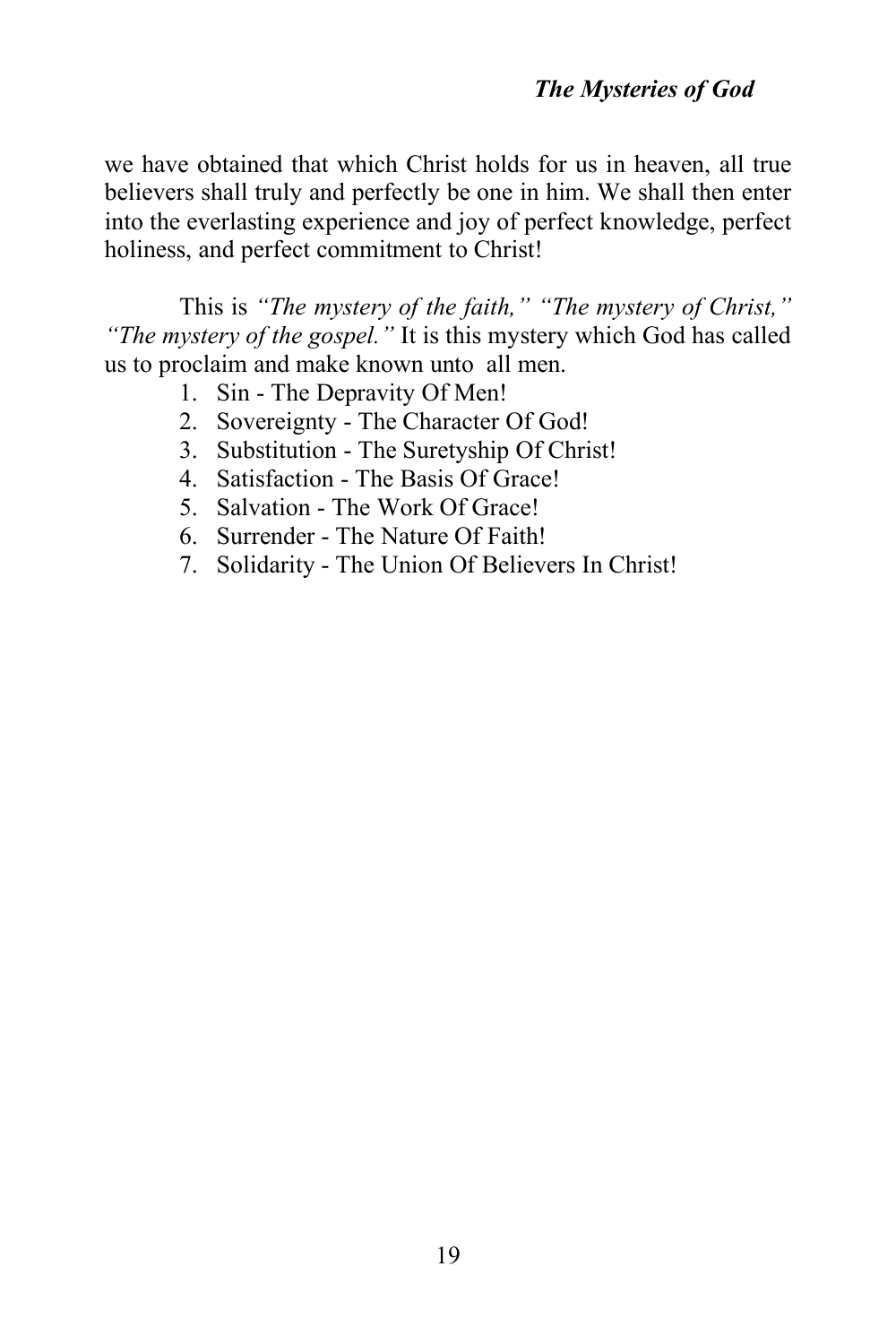we have obtained that which Christ holds for us in heaven, all true believers shall truly and perfectly be one in him. We shall then enter into the everlasting experience and joy of perfect knowledge, perfect holiness, and perfect commitment to Christ!

This is *"The mystery of the faith," "The mystery of Christ," "The mystery of the gospel."* It is this mystery which God has called us to proclaim and make known unto all men.

1. Sin - The Depravity Of Men!
2. Sovereignty - The Character Of God!
3. Substitution - The Suretyship Of Christ!
4. Satisfaction - The Basis Of Grace!
5. Salvation - The Work Of Grace!
6. Surrender - The Nature Of Faith!
7. Solidarity - The Union Of Believers In Christ!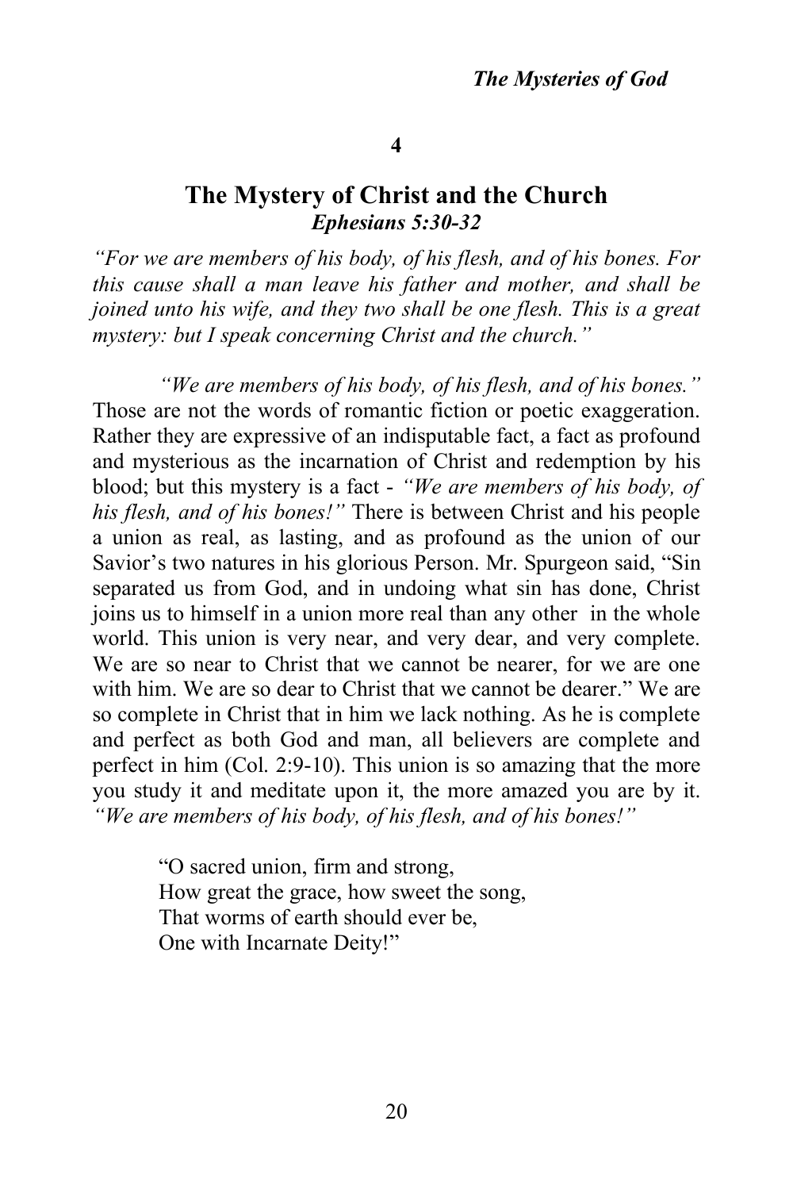## 4

## The Mystery of Christ and the Church
***Ephesians 5:30-32***

*"For we are members of his body, of his flesh, and of his bones. For this cause shall a man leave his father and mother, and shall be joined unto his wife, and they two shall be one flesh. This is a great mystery: but I speak concerning Christ and the church."*

*"We are members of his body, of his flesh, and of his bones."* Those are not the words of romantic fiction or poetic exaggeration. Rather they are expressive of an indisputable fact, a fact as profound and mysterious as the incarnation of Christ and redemption by his blood; but this mystery is a fact - *"We are members of his body, of his flesh, and of his bones!"* There is between Christ and his people a union as real, as lasting, and as profound as the union of our Savior's two natures in his glorious Person. Mr. Spurgeon said, "Sin separated us from God, and in undoing what sin has done, Christ joins us to himself in a union more real than any other in the whole world. This union is very near, and very dear, and very complete. We are so near to Christ that we cannot be nearer, for we are one with him. We are so dear to Christ that we cannot be dearer." We are so complete in Christ that in him we lack nothing. As he is complete and perfect as both God and man, all believers are complete and perfect in him (Col. 2:9-10). This union is so amazing that the more you study it and meditate upon it, the more amazed you are by it. *"We are members of his body, of his flesh, and of his bones!"*

"O sacred union, firm and strong,
How great the grace, how sweet the song,
That worms of earth should ever be,
One with Incarnate Deity!"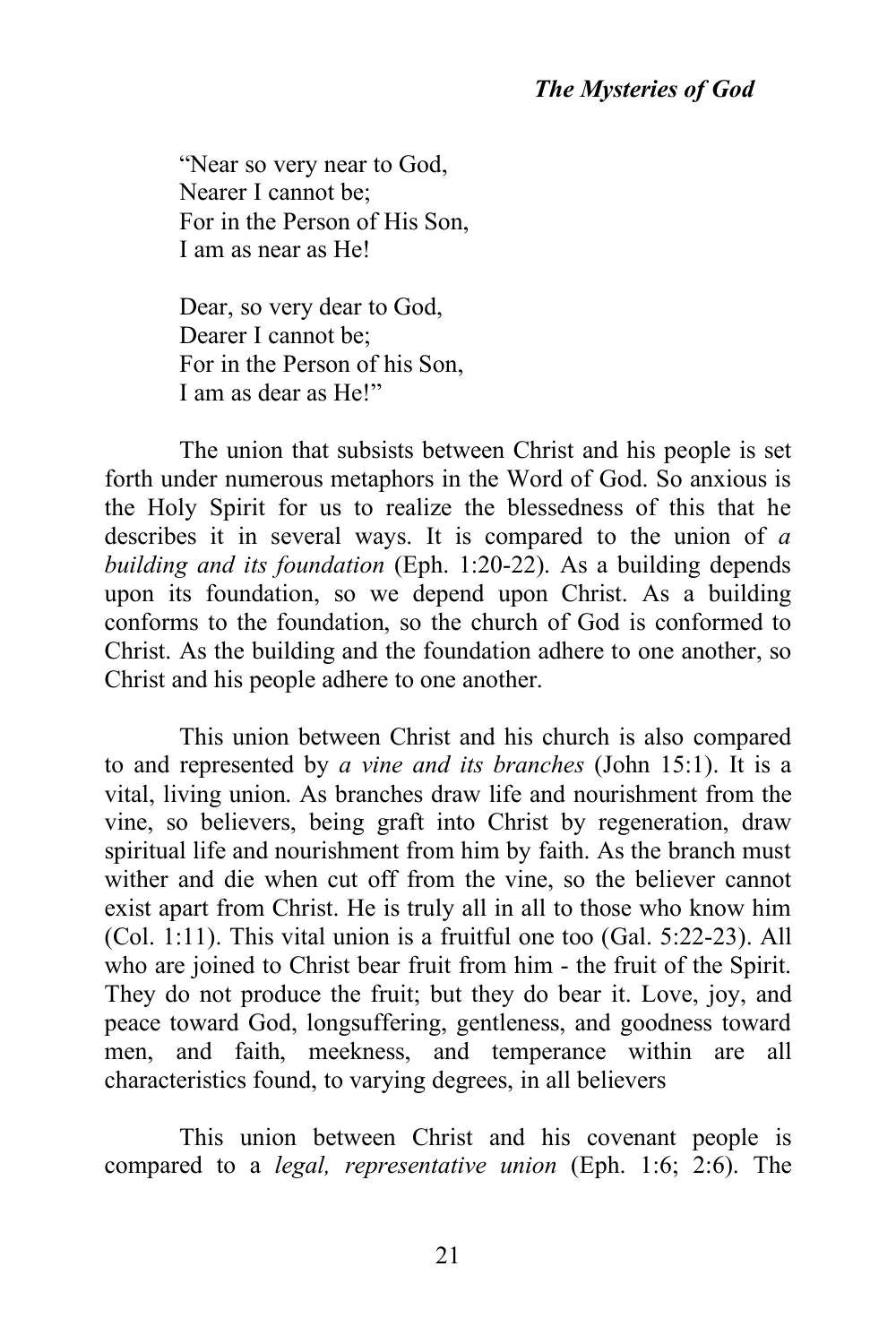"Near so very near to God,  
Nearer I cannot be;  
For in the Person of His Son,  
I am as near as He!

Dear, so very dear to God,  
Dearer I cannot be;  
For in the Person of his Son,  
I am as dear as He!"

The union that subsists between Christ and his people is set forth under numerous metaphors in the Word of God. So anxious is the Holy Spirit for us to realize the blessedness of this that he describes it in several ways. It is compared to the union of *a building and its foundation* (Eph. 1:20-22). As a building depends upon its foundation, so we depend upon Christ. As a building conforms to the foundation, so the church of God is conformed to Christ. As the building and the foundation adhere to one another, so Christ and his people adhere to one another.

This union between Christ and his church is also compared to and represented by *a vine and its branches* (John 15:1). It is a vital, living union. As branches draw life and nourishment from the vine, so believers, being graft into Christ by regeneration, draw spiritual life and nourishment from him by faith. As the branch must wither and die when cut off from the vine, so the believer cannot exist apart from Christ. He is truly all in all to those who know him (Col. 1:11). This vital union is a fruitful one too (Gal. 5:22-23). All who are joined to Christ bear fruit from him - the fruit of the Spirit. They do not produce the fruit; but they do bear it. Love, joy, and peace toward God, longsuffering, gentleness, and goodness toward men, and faith, meekness, and temperance within are all characteristics found, to varying degrees, in all believers

This union between Christ and his covenant people is compared to a *legal, representative union* (Eph. 1:6; 2:6). The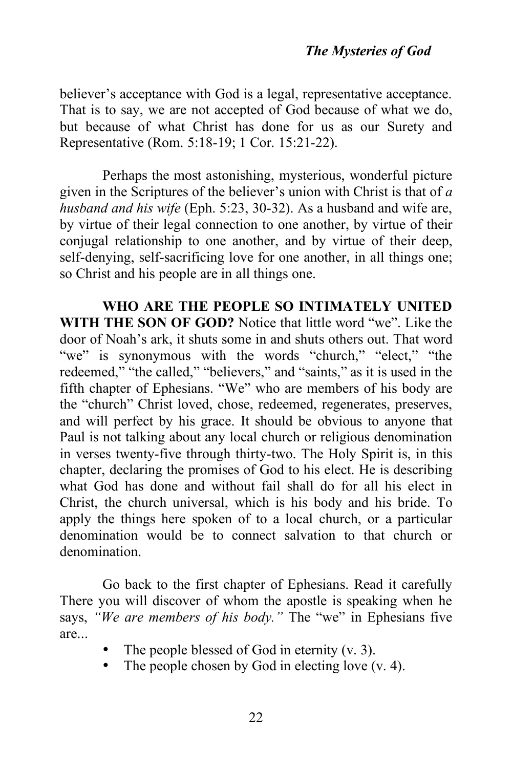believer's acceptance with God is a legal, representative acceptance. That is to say, we are not accepted of God because of what we do, but because of what Christ has done for us as our Surety and Representative (Rom. 5:18-19; 1 Cor. 15:21-22).

Perhaps the most astonishing, mysterious, wonderful picture given in the Scriptures of the believer's union with Christ is that of *a husband and his wife* (Eph. 5:23, 30-32). As a husband and wife are, by virtue of their legal connection to one another, by virtue of their conjugal relationship to one another, and by virtue of their deep, self-denying, self-sacrificing love for one another, in all things one; so Christ and his people are in all things one.

**WHO ARE THE PEOPLE SO INTIMATELY UNITED WITH THE SON OF GOD?** Notice that little word "we". Like the door of Noah's ark, it shuts some in and shuts others out. That word "we" is synonymous with the words "church," "elect," "the redeemed," "the called," "believers," and "saints," as it is used in the fifth chapter of Ephesians. "We" who are members of his body are the "church" Christ loved, chose, redeemed, regenerates, preserves, and will perfect by his grace. It should be obvious to anyone that Paul is not talking about any local church or religious denomination in verses twenty-five through thirty-two. The Holy Spirit is, in this chapter, declaring the promises of God to his elect. He is describing what God has done and without fail shall do for all his elect in Christ, the church universal, which is his body and his bride. To apply the things here spoken of to a local church, or a particular denomination would be to connect salvation to that church or denomination.

Go back to the first chapter of Ephesians. Read it carefully There you will discover of whom the apostle is speaking when he says, *"We are members of his body."* The "we" in Ephesians five are...

- The people blessed of God in eternity (v. 3).
- The people chosen by God in electing love (v. 4).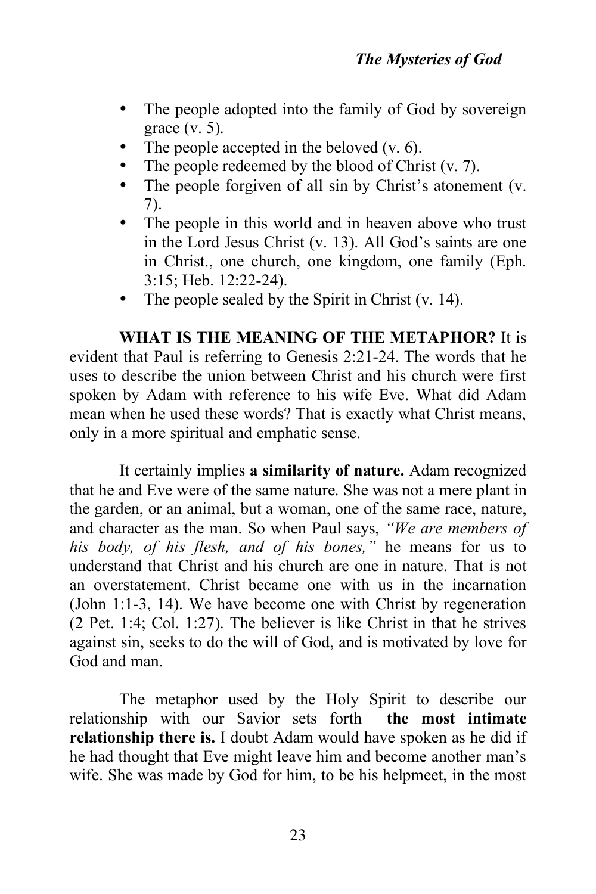- The people adopted into the family of God by sovereign grace (v. 5).
- The people accepted in the beloved (v. 6).
- The people redeemed by the blood of Christ (v. 7).
- The people forgiven of all sin by Christ's atonement (v. 7).
- The people in this world and in heaven above who trust in the Lord Jesus Christ (v. 13). All God's saints are one in Christ., one church, one kingdom, one family (Eph. 3:15; Heb. 12:22-24).
- The people sealed by the Spirit in Christ (v. 14).

**WHAT IS THE MEANING OF THE METAPHOR?** It is evident that Paul is referring to Genesis 2:21-24. The words that he uses to describe the union between Christ and his church were first spoken by Adam with reference to his wife Eve. What did Adam mean when he used these words? That is exactly what Christ means, only in a more spiritual and emphatic sense.

It certainly implies **a similarity of nature.** Adam recognized that he and Eve were of the same nature. She was not a mere plant in the garden, or an animal, but a woman, one of the same race, nature, and character as the man. So when Paul says, *"We are members of his body, of his flesh, and of his bones,"* he means for us to understand that Christ and his church are one in nature. That is not an overstatement. Christ became one with us in the incarnation (John 1:1-3, 14). We have become one with Christ by regeneration (2 Pet. 1:4; Col. 1:27). The believer is like Christ in that he strives against sin, seeks to do the will of God, and is motivated by love for God and man.

The metaphor used by the Holy Spirit to describe our relationship with our Savior sets forth **the most intimate relationship there is.** I doubt Adam would have spoken as he did if he had thought that Eve might leave him and become another man's wife. She was made by God for him, to be his helpmeet, in the most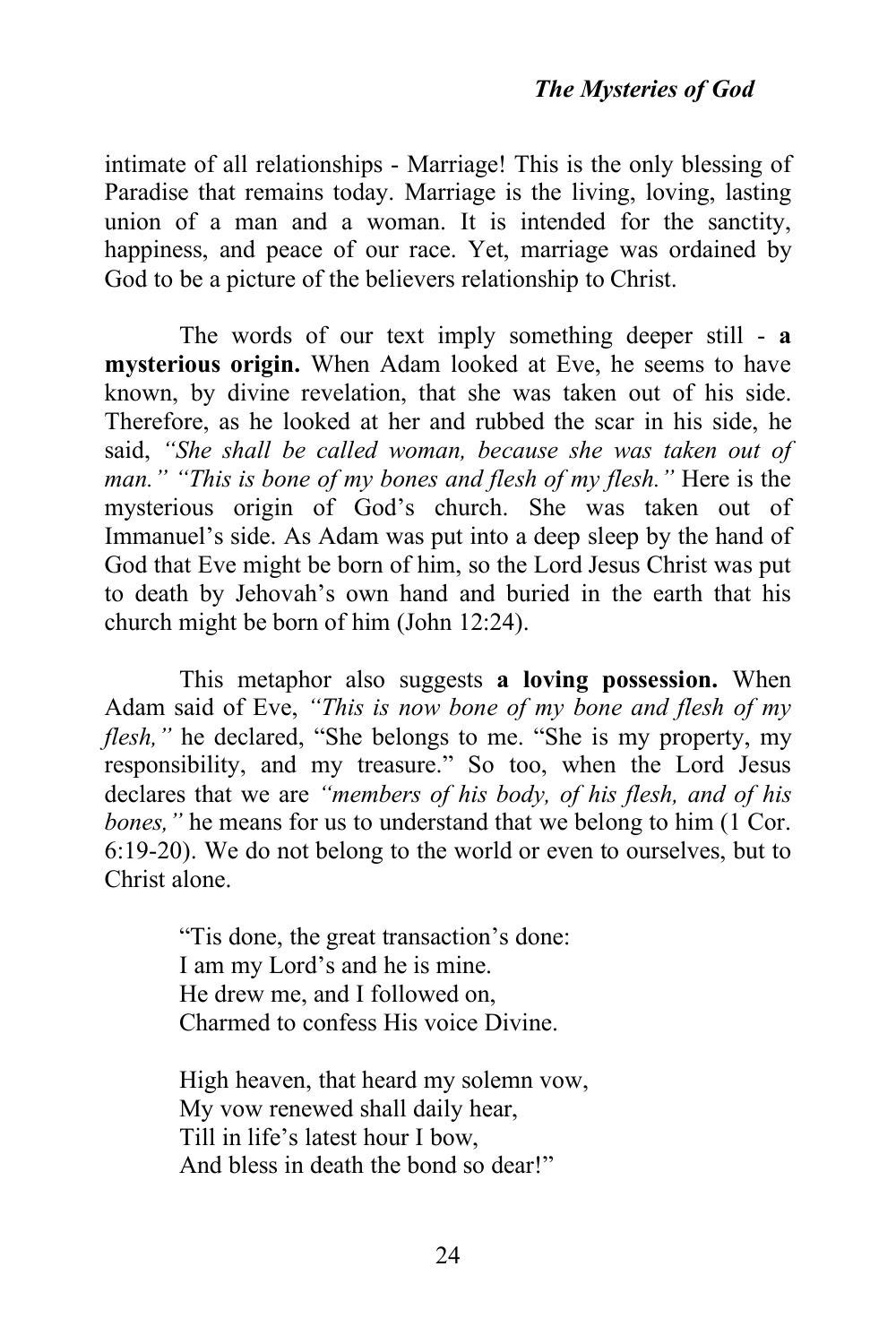intimate of all relationships - Marriage! This is the only blessing of Paradise that remains today. Marriage is the living, loving, lasting union of a man and a woman. It is intended for the sanctity, happiness, and peace of our race. Yet, marriage was ordained by God to be a picture of the believers relationship to Christ.

The words of our text imply something deeper still - **a mysterious origin.** When Adam looked at Eve, he seems to have known, by divine revelation, that she was taken out of his side. Therefore, as he looked at her and rubbed the scar in his side, he said, *"She shall be called woman, because she was taken out of man." "This is bone of my bones and flesh of my flesh."* Here is the mysterious origin of God's church. She was taken out of Immanuel's side. As Adam was put into a deep sleep by the hand of God that Eve might be born of him, so the Lord Jesus Christ was put to death by Jehovah's own hand and buried in the earth that his church might be born of him (John 12:24).

This metaphor also suggests **a loving possession.** When Adam said of Eve, *"This is now bone of my bone and flesh of my flesh,"* he declared, "She belongs to me. "She is my property, my responsibility, and my treasure." So too, when the Lord Jesus declares that we are *"members of his body, of his flesh, and of his bones,"* he means for us to understand that we belong to him (1 Cor. 6:19-20). We do not belong to the world or even to ourselves, but to Christ alone.

> "Tis done, the great transaction's done:
> I am my Lord's and he is mine.
> He drew me, and I followed on,
> Charmed to confess His voice Divine.
>
> High heaven, that heard my solemn vow,
> My vow renewed shall daily hear,
> Till in life's latest hour I bow,
> And bless in death the bond so dear!"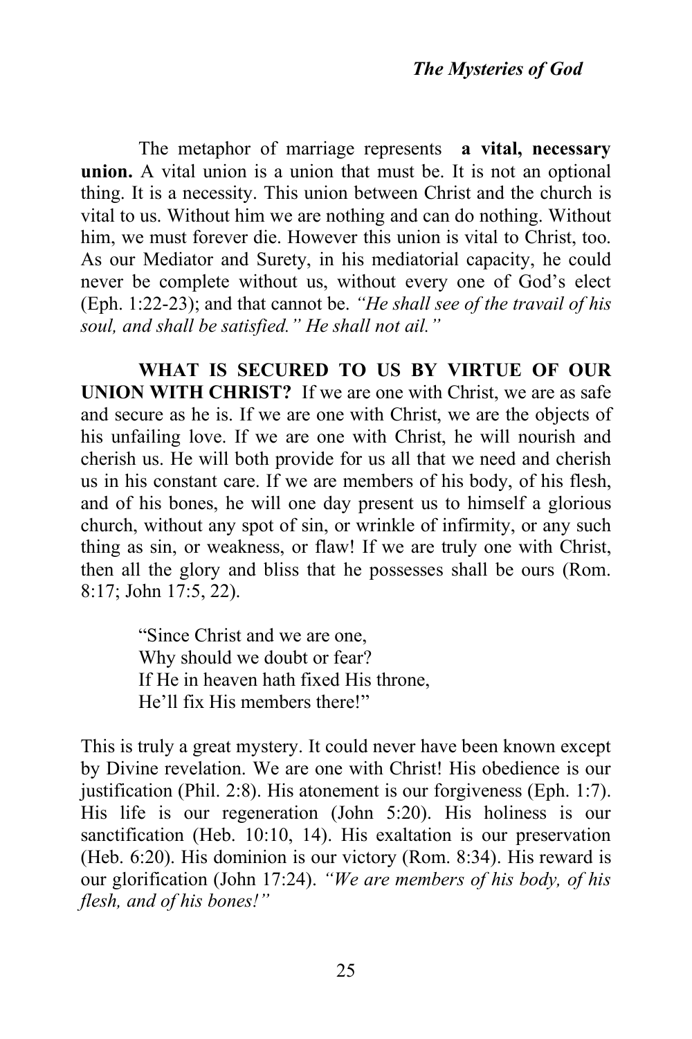The metaphor of marriage represents **a vital, necessary union.** A vital union is a union that must be. It is not an optional thing. It is a necessity. This union between Christ and the church is vital to us. Without him we are nothing and can do nothing. Without him, we must forever die. However this union is vital to Christ, too. As our Mediator and Surety, in his mediatorial capacity, he could never be complete without us, without every one of God's elect (Eph. 1:22-23); and that cannot be. *"He shall see of the travail of his soul, and shall be satisfied." He shall not ail."*

**WHAT IS SECURED TO US BY VIRTUE OF OUR UNION WITH CHRIST?** If we are one with Christ, we are as safe and secure as he is. If we are one with Christ, we are the objects of his unfailing love. If we are one with Christ, he will nourish and cherish us. He will both provide for us all that we need and cherish us in his constant care. If we are members of his body, of his flesh, and of his bones, he will one day present us to himself a glorious church, without any spot of sin, or wrinkle of infirmity, or any such thing as sin, or weakness, or flaw! If we are truly one with Christ, then all the glory and bliss that he possesses shall be ours (Rom. 8:17; John 17:5, 22).

> "Since Christ and we are one,
> Why should we doubt or fear?
> If He in heaven hath fixed His throne,
> He'll fix His members there!"

This is truly a great mystery. It could never have been known except by Divine revelation. We are one with Christ! His obedience is our justification (Phil. 2:8). His atonement is our forgiveness (Eph. 1:7). His life is our regeneration (John 5:20). His holiness is our sanctification (Heb. 10:10, 14). His exaltation is our preservation (Heb. 6:20). His dominion is our victory (Rom. 8:34). His reward is our glorification (John 17:24). *"We are members of his body, of his flesh, and of his bones!"*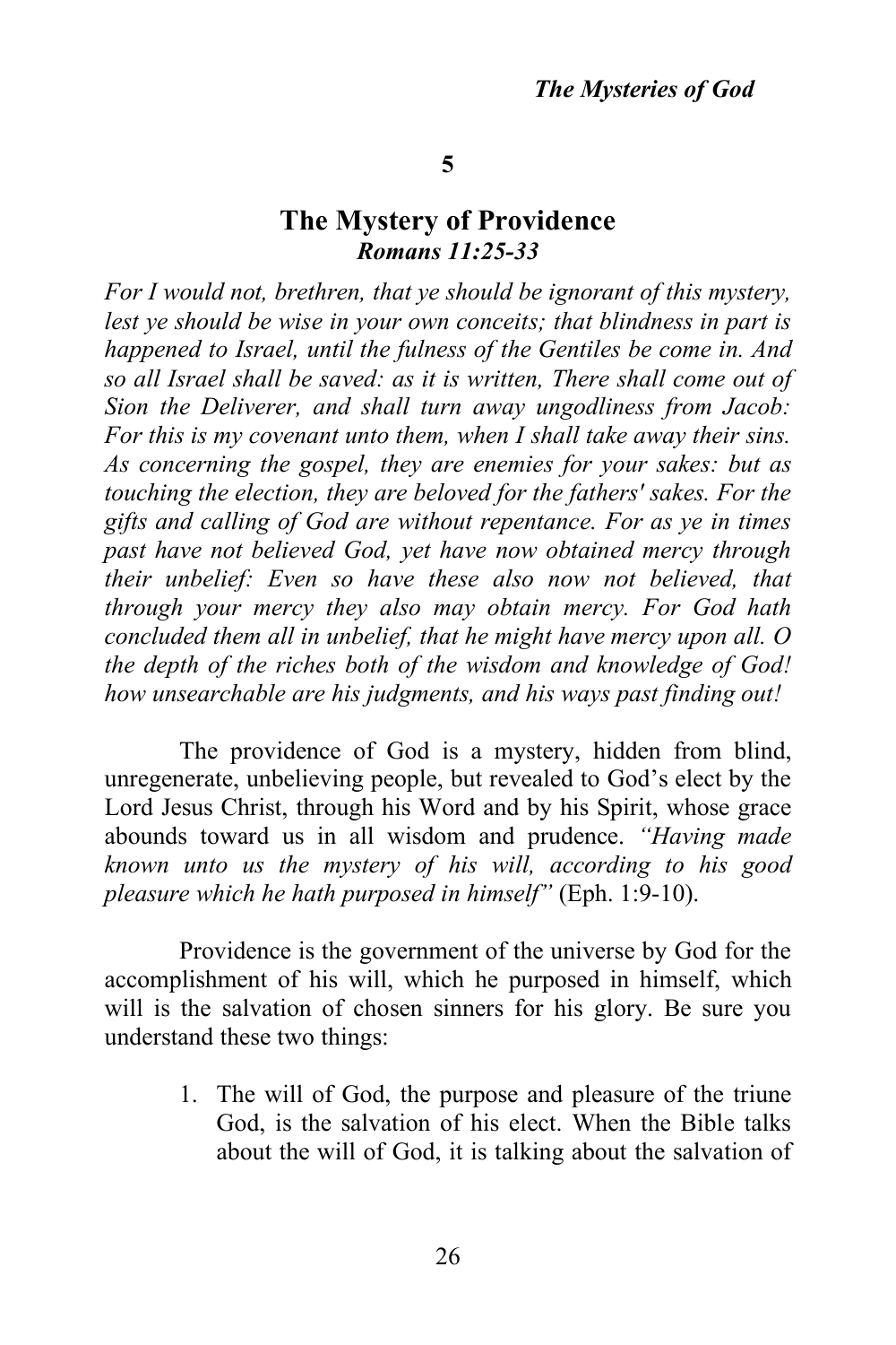## 5

## The Mystery of Providence

***Romans 11:25-33***

*For I would not, brethren, that ye should be ignorant of this mystery, lest ye should be wise in your own conceits; that blindness in part is happened to Israel, until the fulness of the Gentiles be come in. And so all Israel shall be saved: as it is written, There shall come out of Sion the Deliverer, and shall turn away ungodliness from Jacob: For this is my covenant unto them, when I shall take away their sins. As concerning the gospel, they are enemies for your sakes: but as touching the election, they are beloved for the fathers' sakes. For the gifts and calling of God are without repentance. For as ye in times past have not believed God, yet have now obtained mercy through their unbelief: Even so have these also now not believed, that through your mercy they also may obtain mercy. For God hath concluded them all in unbelief, that he might have mercy upon all. O the depth of the riches both of the wisdom and knowledge of God! how unsearchable are his judgments, and his ways past finding out!*

The providence of God is a mystery, hidden from blind, unregenerate, unbelieving people, but revealed to God's elect by the Lord Jesus Christ, through his Word and by his Spirit, whose grace abounds toward us in all wisdom and prudence. *"Having made known unto us the mystery of his will, according to his good pleasure which he hath purposed in himself"* (Eph. 1:9-10).

Providence is the government of the universe by God for the accomplishment of his will, which he purposed in himself, which will is the salvation of chosen sinners for his glory. Be sure you understand these two things:

1. The will of God, the purpose and pleasure of the triune God, is the salvation of his elect. When the Bible talks about the will of God, it is talking about the salvation of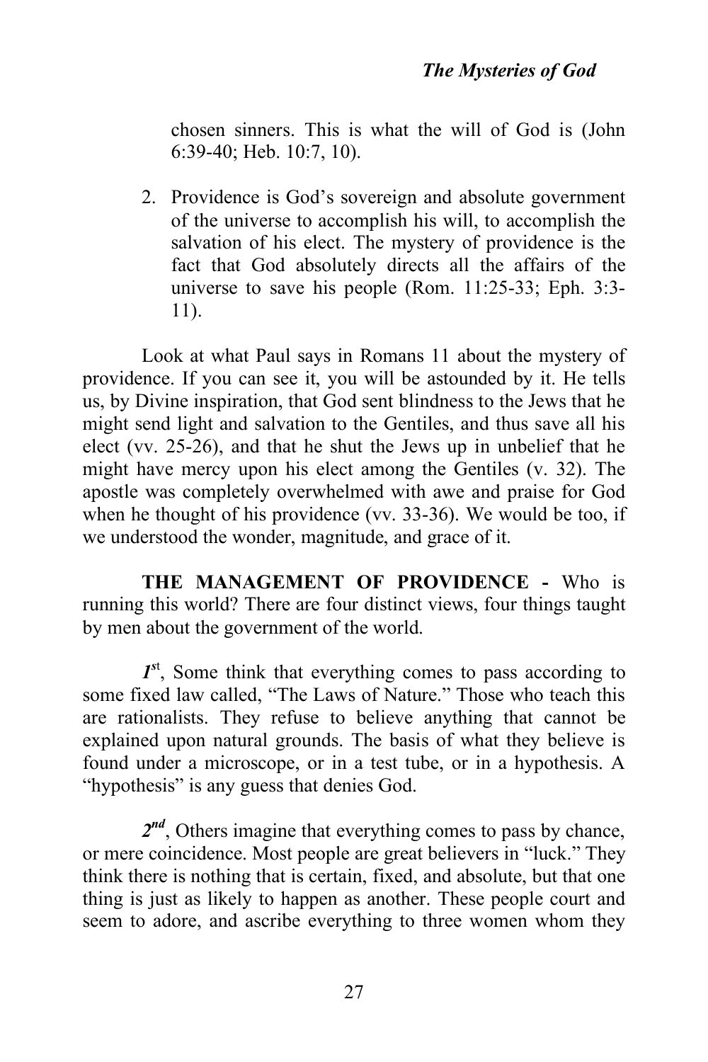chosen sinners. This is what the will of God is (John 6:39-40; Heb. 10:7, 10).

2. Providence is God's sovereign and absolute government of the universe to accomplish his will, to accomplish the salvation of his elect. The mystery of providence is the fact that God absolutely directs all the affairs of the universe to save his people (Rom. 11:25-33; Eph. 3:3-11).

Look at what Paul says in Romans 11 about the mystery of providence. If you can see it, you will be astounded by it. He tells us, by Divine inspiration, that God sent blindness to the Jews that he might send light and salvation to the Gentiles, and thus save all his elect (vv. 25-26), and that he shut the Jews up in unbelief that he might have mercy upon his elect among the Gentiles (v. 32). The apostle was completely overwhelmed with awe and praise for God when he thought of his providence (vv. 33-36). We would be too, if we understood the wonder, magnitude, and grace of it.

**THE MANAGEMENT OF PROVIDENCE -** Who is running this world? There are four distinct views, four things taught by men about the government of the world.

***1st***, Some think that everything comes to pass according to some fixed law called, "The Laws of Nature." Those who teach this are rationalists. They refuse to believe anything that cannot be explained upon natural grounds. The basis of what they believe is found under a microscope, or in a test tube, or in a hypothesis. A "hypothesis" is any guess that denies God.

***2nd***, Others imagine that everything comes to pass by chance, or mere coincidence. Most people are great believers in "luck." They think there is nothing that is certain, fixed, and absolute, but that one thing is just as likely to happen as another. These people court and seem to adore, and ascribe everything to three women whom they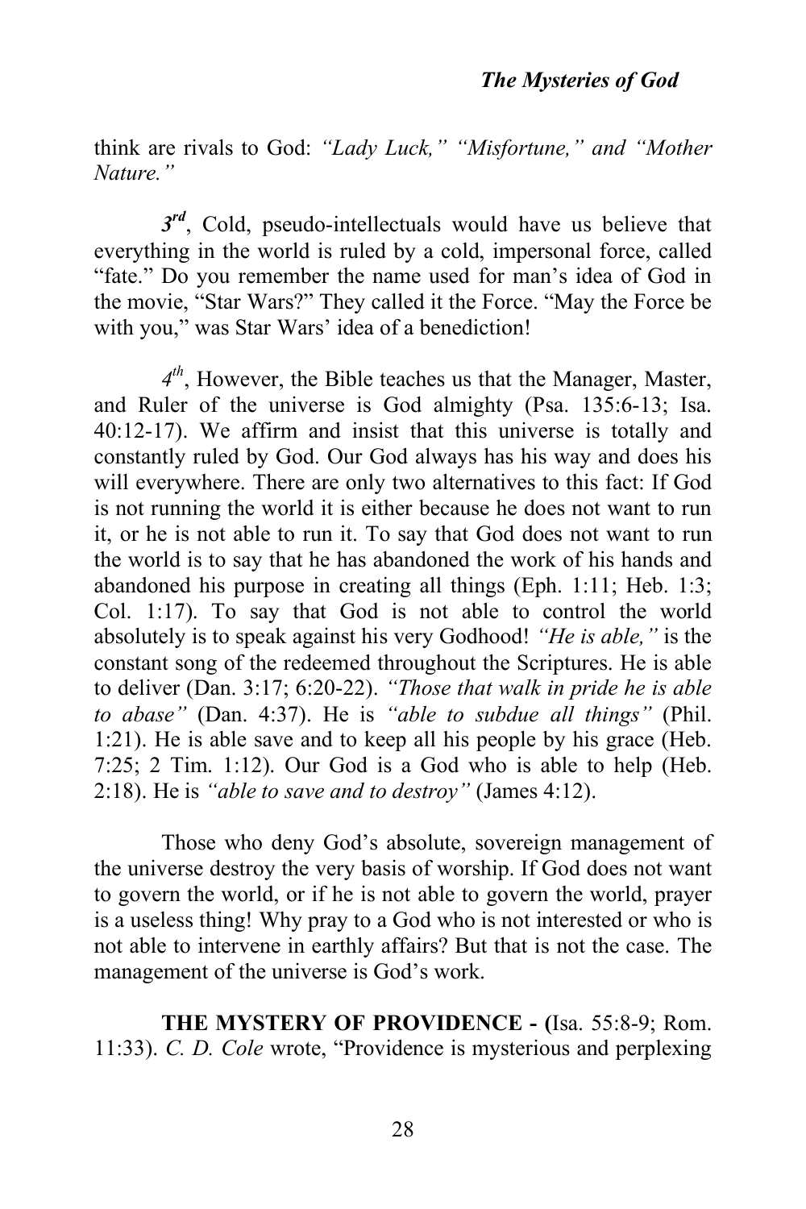think are rivals to God: *"Lady Luck," "Misfortune," and "Mother Nature."*

***3rd***, Cold, pseudo-intellectuals would have us believe that everything in the world is ruled by a cold, impersonal force, called "fate." Do you remember the name used for man's idea of God in the movie, "Star Wars?" They called it the Force. "May the Force be with you," was Star Wars' idea of a benediction!

*4th*, However, the Bible teaches us that the Manager, Master, and Ruler of the universe is God almighty (Psa. 135:6-13; Isa. 40:12-17). We affirm and insist that this universe is totally and constantly ruled by God. Our God always has his way and does his will everywhere. There are only two alternatives to this fact: If God is not running the world it is either because he does not want to run it, or he is not able to run it. To say that God does not want to run the world is to say that he has abandoned the work of his hands and abandoned his purpose in creating all things (Eph. 1:11; Heb. 1:3; Col. 1:17). To say that God is not able to control the world absolutely is to speak against his very Godhood! *"He is able,"* is the constant song of the redeemed throughout the Scriptures. He is able to deliver (Dan. 3:17; 6:20-22). *"Those that walk in pride he is able to abase"* (Dan. 4:37). He is *"able to subdue all things"* (Phil. 1:21). He is able save and to keep all his people by his grace (Heb. 7:25; 2 Tim. 1:12). Our God is a God who is able to help (Heb. 2:18). He is *"able to save and to destroy"* (James 4:12).

Those who deny God's absolute, sovereign management of the universe destroy the very basis of worship. If God does not want to govern the world, or if he is not able to govern the world, prayer is a useless thing! Why pray to a God who is not interested or who is not able to intervene in earthly affairs? But that is not the case. The management of the universe is God's work.

**THE MYSTERY OF PROVIDENCE - (**Isa. 55:8-9; Rom. 11:33). *C. D. Cole* wrote, "Providence is mysterious and perplexing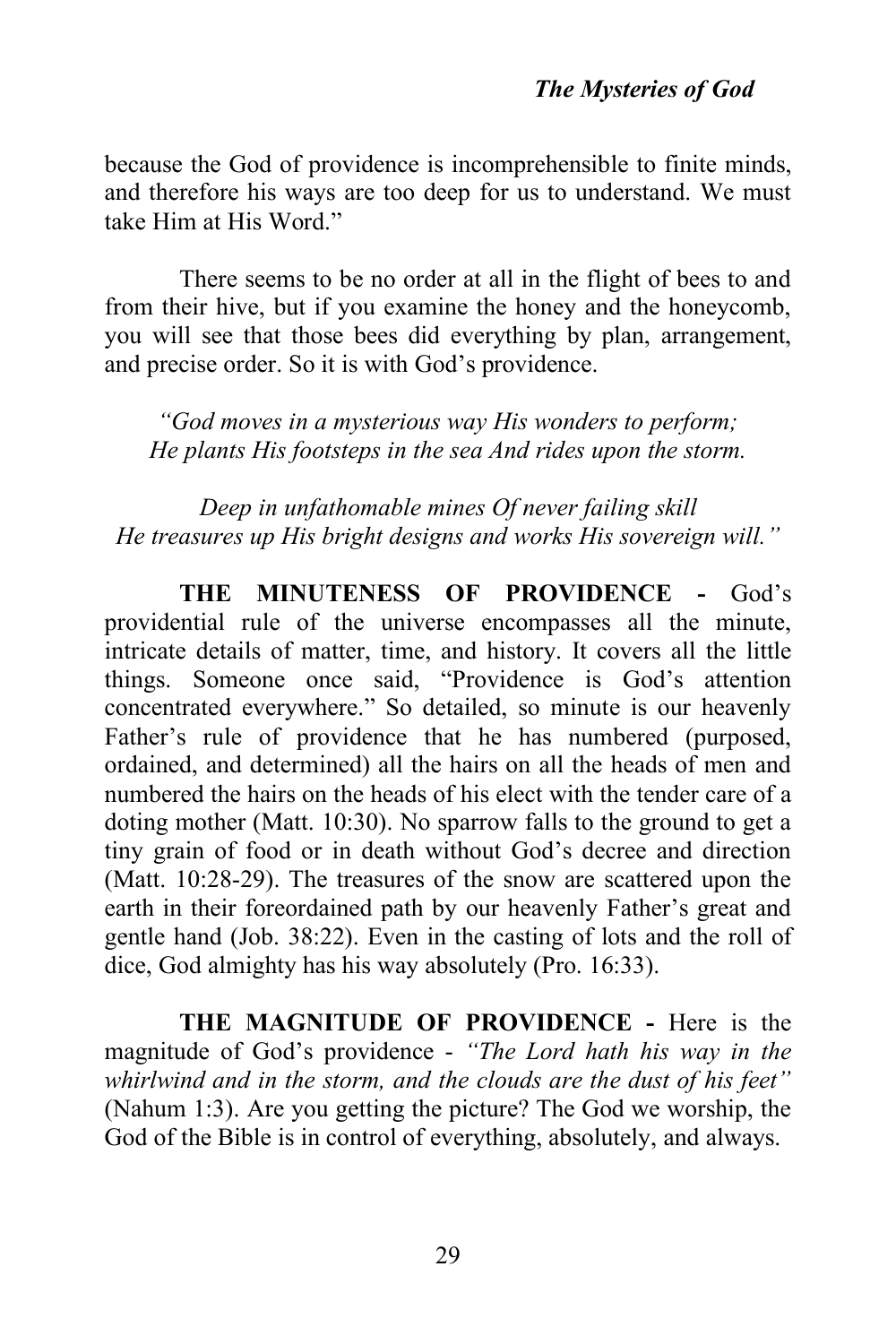because the God of providence is incomprehensible to finite minds, and therefore his ways are too deep for us to understand. We must take Him at His Word."

There seems to be no order at all in the flight of bees to and from their hive, but if you examine the honey and the honeycomb, you will see that those bees did everything by plan, arrangement, and precise order. So it is with God's providence.

*"God moves in a mysterious way His wonders to perform;*
*He plants His footsteps in the sea And rides upon the storm.*

*Deep in unfathomable mines Of never failing skill*
*He treasures up His bright designs and works His sovereign will."*

**THE MINUTENESS OF PROVIDENCE -** God's providential rule of the universe encompasses all the minute, intricate details of matter, time, and history. It covers all the little things. Someone once said, "Providence is God's attention concentrated everywhere." So detailed, so minute is our heavenly Father's rule of providence that he has numbered (purposed, ordained, and determined) all the hairs on all the heads of men and numbered the hairs on the heads of his elect with the tender care of a doting mother (Matt. 10:30). No sparrow falls to the ground to get a tiny grain of food or in death without God's decree and direction (Matt. 10:28-29). The treasures of the snow are scattered upon the earth in their foreordained path by our heavenly Father's great and gentle hand (Job. 38:22). Even in the casting of lots and the roll of dice, God almighty has his way absolutely (Pro. 16:33).

**THE MAGNITUDE OF PROVIDENCE -** Here is the magnitude of God's providence - *"The Lord hath his way in the whirlwind and in the storm, and the clouds are the dust of his feet"* (Nahum 1:3). Are you getting the picture? The God we worship, the God of the Bible is in control of everything, absolutely, and always.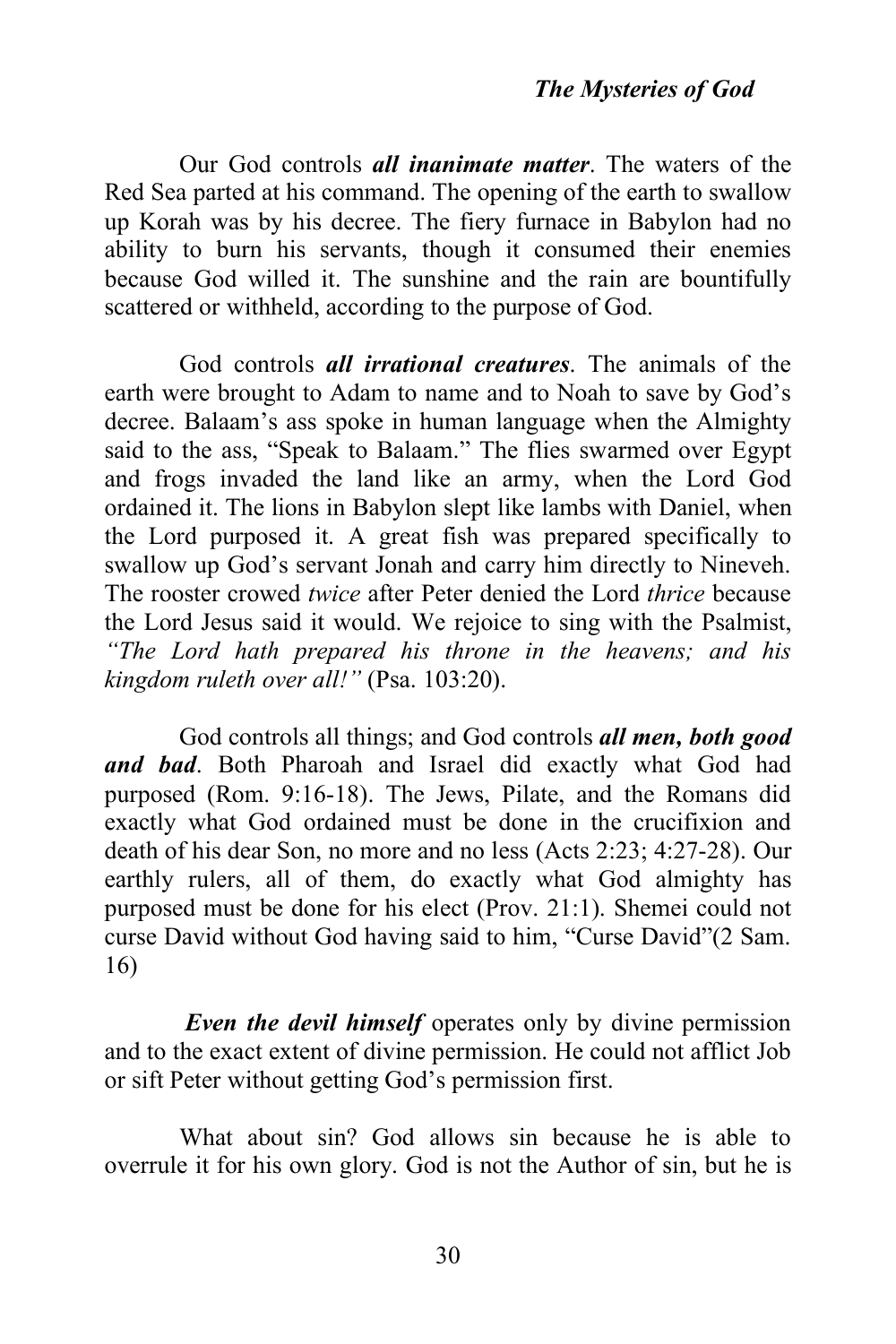Our God controls ***all inanimate matter***. The waters of the Red Sea parted at his command. The opening of the earth to swallow up Korah was by his decree. The fiery furnace in Babylon had no ability to burn his servants, though it consumed their enemies because God willed it. The sunshine and the rain are bountifully scattered or withheld, according to the purpose of God.

God controls ***all irrational creatures***. The animals of the earth were brought to Adam to name and to Noah to save by God's decree. Balaam's ass spoke in human language when the Almighty said to the ass, "Speak to Balaam." The flies swarmed over Egypt and frogs invaded the land like an army, when the Lord God ordained it. The lions in Babylon slept like lambs with Daniel, when the Lord purposed it. A great fish was prepared specifically to swallow up God's servant Jonah and carry him directly to Nineveh. The rooster crowed *twice* after Peter denied the Lord *thrice* because the Lord Jesus said it would. We rejoice to sing with the Psalmist, *"The Lord hath prepared his throne in the heavens; and his kingdom ruleth over all!"* (Psa. 103:20).

God controls all things; and God controls ***all men, both good and bad***. Both Pharoah and Israel did exactly what God had purposed (Rom. 9:16-18). The Jews, Pilate, and the Romans did exactly what God ordained must be done in the crucifixion and death of his dear Son, no more and no less (Acts 2:23; 4:27-28). Our earthly rulers, all of them, do exactly what God almighty has purposed must be done for his elect (Prov. 21:1). Shemei could not curse David without God having said to him, "Curse David"(2 Sam. 16)

***Even the devil himself*** operates only by divine permission and to the exact extent of divine permission. He could not afflict Job or sift Peter without getting God's permission first.

What about sin? God allows sin because he is able to overrule it for his own glory. God is not the Author of sin, but he is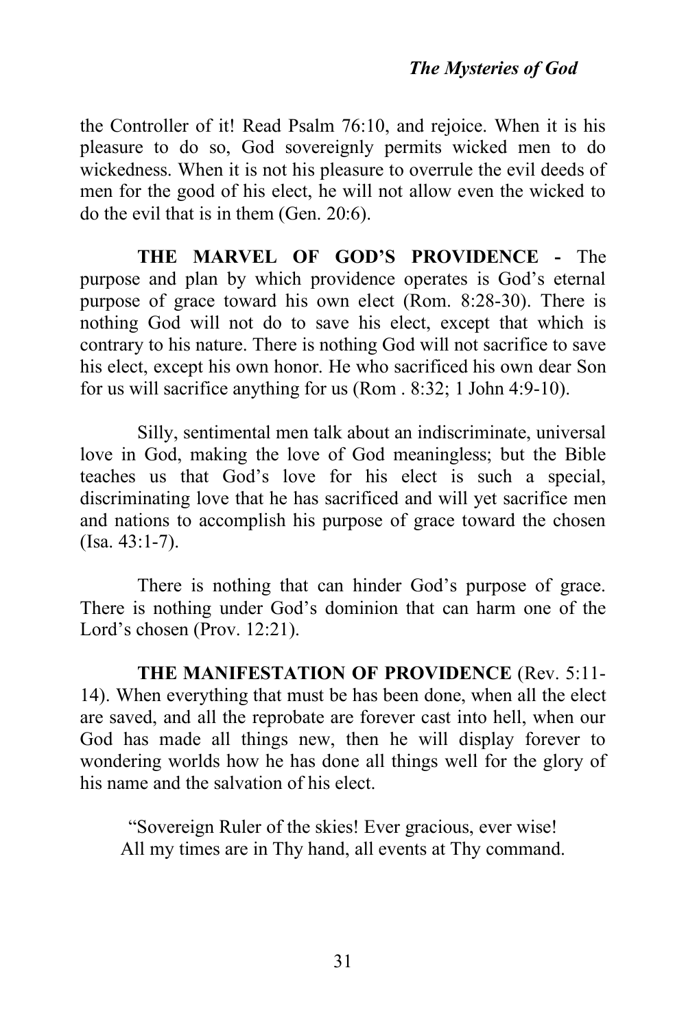the Controller of it! Read Psalm 76:10, and rejoice. When it is his pleasure to do so, God sovereignly permits wicked men to do wickedness. When it is not his pleasure to overrule the evil deeds of men for the good of his elect, he will not allow even the wicked to do the evil that is in them (Gen. 20:6).

**THE MARVEL OF GOD'S PROVIDENCE -** The purpose and plan by which providence operates is God's eternal purpose of grace toward his own elect (Rom. 8:28-30). There is nothing God will not do to save his elect, except that which is contrary to his nature. There is nothing God will not sacrifice to save his elect, except his own honor. He who sacrificed his own dear Son for us will sacrifice anything for us (Rom . 8:32; 1 John 4:9-10).

Silly, sentimental men talk about an indiscriminate, universal love in God, making the love of God meaningless; but the Bible teaches us that God's love for his elect is such a special, discriminating love that he has sacrificed and will yet sacrifice men and nations to accomplish his purpose of grace toward the chosen (Isa. 43:1-7).

There is nothing that can hinder God's purpose of grace. There is nothing under God's dominion that can harm one of the Lord's chosen (Prov. 12:21).

**THE MANIFESTATION OF PROVIDENCE** (Rev. 5:11-14). When everything that must be has been done, when all the elect are saved, and all the reprobate are forever cast into hell, when our God has made all things new, then he will display forever to wondering worlds how he has done all things well for the glory of his name and the salvation of his elect.

"Sovereign Ruler of the skies! Ever gracious, ever wise!
All my times are in Thy hand, all events at Thy command.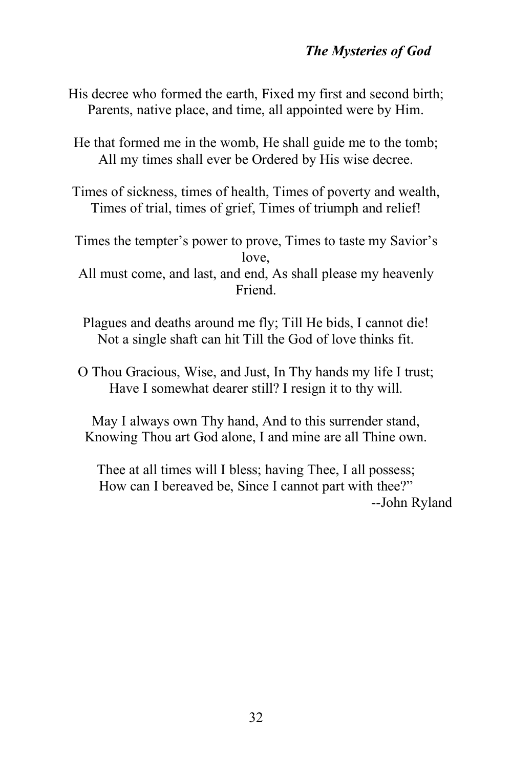His decree who formed the earth, Fixed my first and second birth;
Parents, native place, and time, all appointed were by Him.

He that formed me in the womb, He shall guide me to the tomb;
All my times shall ever be Ordered by His wise decree.

Times of sickness, times of health, Times of poverty and wealth,
Times of trial, times of grief, Times of triumph and relief!

Times the tempter's power to prove, Times to taste my Savior's love,
All must come, and last, and end, As shall please my heavenly Friend.

Plagues and deaths around me fly; Till He bids, I cannot die!
Not a single shaft can hit Till the God of love thinks fit.

O Thou Gracious, Wise, and Just, In Thy hands my life I trust;
Have I somewhat dearer still? I resign it to thy will.

May I always own Thy hand, And to this surrender stand,
Knowing Thou art God alone, I and mine are all Thine own.

Thee at all times will I bless; having Thee, I all possess;
How can I bereaved be, Since I cannot part with thee?"

--John Ryland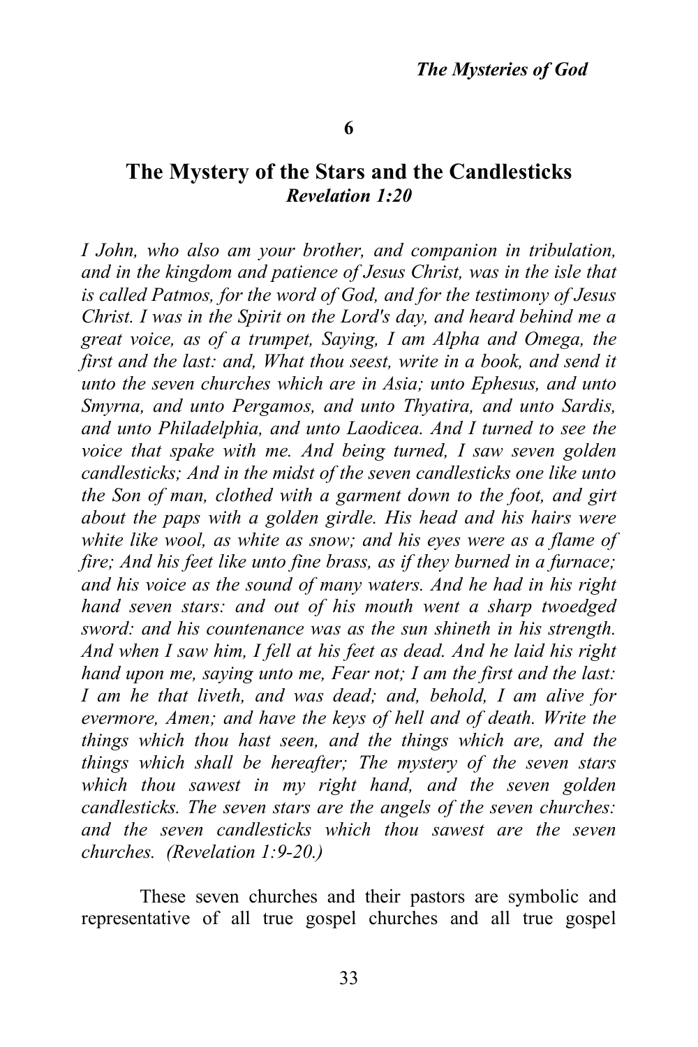## 6

## The Mystery of the Stars and the Candlesticks

***Revelation 1:20***

*I John, who also am your brother, and companion in tribulation, and in the kingdom and patience of Jesus Christ, was in the isle that is called Patmos, for the word of God, and for the testimony of Jesus Christ. I was in the Spirit on the Lord's day, and heard behind me a great voice, as of a trumpet, Saying, I am Alpha and Omega, the first and the last: and, What thou seest, write in a book, and send it unto the seven churches which are in Asia; unto Ephesus, and unto Smyrna, and unto Pergamos, and unto Thyatira, and unto Sardis, and unto Philadelphia, and unto Laodicea. And I turned to see the voice that spake with me. And being turned, I saw seven golden candlesticks; And in the midst of the seven candlesticks one like unto the Son of man, clothed with a garment down to the foot, and girt about the paps with a golden girdle. His head and his hairs were white like wool, as white as snow; and his eyes were as a flame of fire; And his feet like unto fine brass, as if they burned in a furnace; and his voice as the sound of many waters. And he had in his right hand seven stars: and out of his mouth went a sharp twoedged sword: and his countenance was as the sun shineth in his strength. And when I saw him, I fell at his feet as dead. And he laid his right hand upon me, saying unto me, Fear not; I am the first and the last: I am he that liveth, and was dead; and, behold, I am alive for evermore, Amen; and have the keys of hell and of death. Write the things which thou hast seen, and the things which are, and the things which shall be hereafter; The mystery of the seven stars which thou sawest in my right hand, and the seven golden candlesticks. The seven stars are the angels of the seven churches: and the seven candlesticks which thou sawest are the seven churches. (Revelation 1:9-20.)*

These seven churches and their pastors are symbolic and representative of all true gospel churches and all true gospel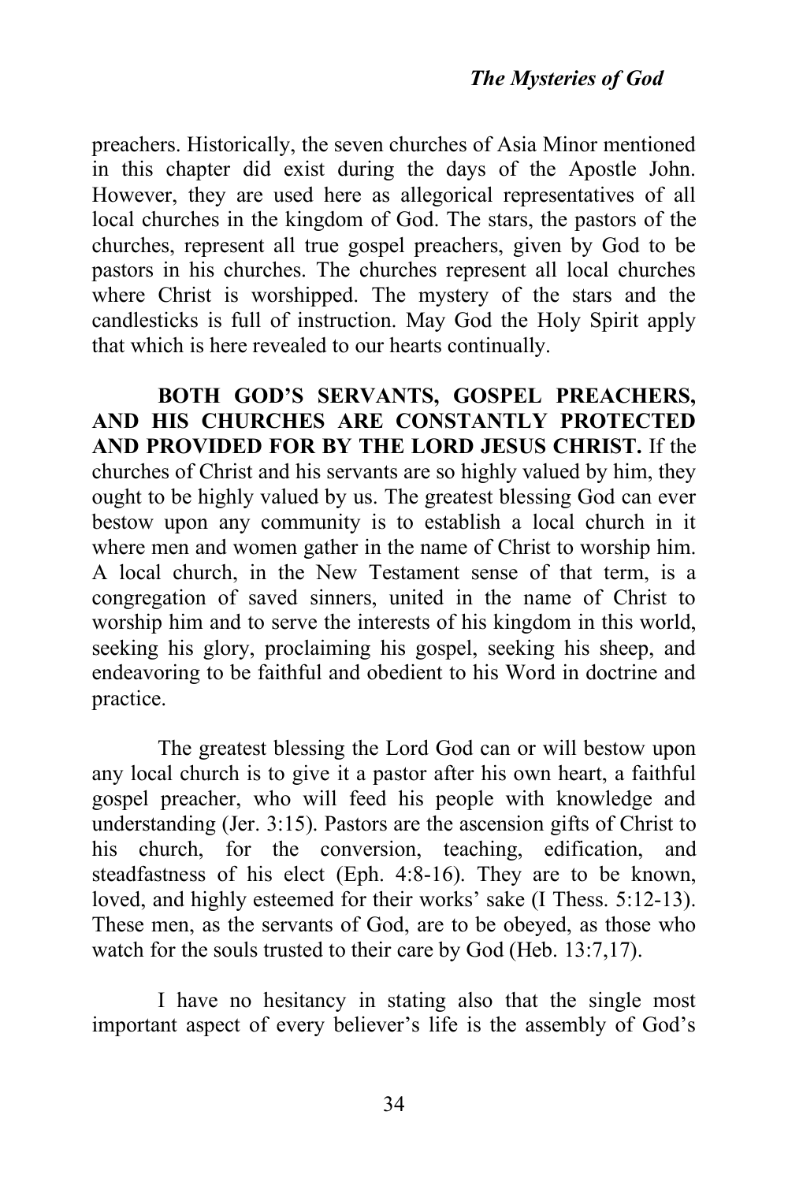preachers. Historically, the seven churches of Asia Minor mentioned in this chapter did exist during the days of the Apostle John. However, they are used here as allegorical representatives of all local churches in the kingdom of God. The stars, the pastors of the churches, represent all true gospel preachers, given by God to be pastors in his churches. The churches represent all local churches where Christ is worshipped. The mystery of the stars and the candlesticks is full of instruction. May God the Holy Spirit apply that which is here revealed to our hearts continually.

**BOTH GOD'S SERVANTS, GOSPEL PREACHERS, AND HIS CHURCHES ARE CONSTANTLY PROTECTED AND PROVIDED FOR BY THE LORD JESUS CHRIST.** If the churches of Christ and his servants are so highly valued by him, they ought to be highly valued by us. The greatest blessing God can ever bestow upon any community is to establish a local church in it where men and women gather in the name of Christ to worship him. A local church, in the New Testament sense of that term, is a congregation of saved sinners, united in the name of Christ to worship him and to serve the interests of his kingdom in this world, seeking his glory, proclaiming his gospel, seeking his sheep, and endeavoring to be faithful and obedient to his Word in doctrine and practice.

The greatest blessing the Lord God can or will bestow upon any local church is to give it a pastor after his own heart, a faithful gospel preacher, who will feed his people with knowledge and understanding (Jer. 3:15). Pastors are the ascension gifts of Christ to his church, for the conversion, teaching, edification, and steadfastness of his elect (Eph. 4:8-16). They are to be known, loved, and highly esteemed for their works' sake (I Thess. 5:12-13). These men, as the servants of God, are to be obeyed, as those who watch for the souls trusted to their care by God (Heb. 13:7,17).

I have no hesitancy in stating also that the single most important aspect of every believer's life is the assembly of God's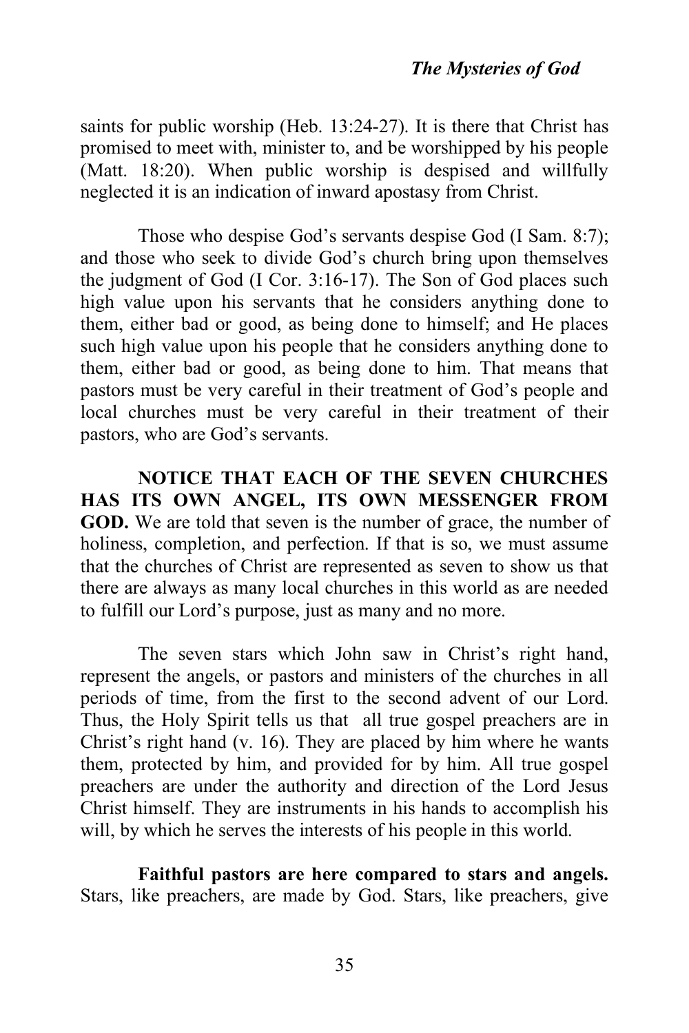saints for public worship (Heb. 13:24-27). It is there that Christ has promised to meet with, minister to, and be worshipped by his people (Matt. 18:20). When public worship is despised and willfully neglected it is an indication of inward apostasy from Christ.

Those who despise God's servants despise God (I Sam. 8:7); and those who seek to divide God's church bring upon themselves the judgment of God (I Cor. 3:16-17). The Son of God places such high value upon his servants that he considers anything done to them, either bad or good, as being done to himself; and He places such high value upon his people that he considers anything done to them, either bad or good, as being done to him. That means that pastors must be very careful in their treatment of God's people and local churches must be very careful in their treatment of their pastors, who are God's servants.

**NOTICE THAT EACH OF THE SEVEN CHURCHES HAS ITS OWN ANGEL, ITS OWN MESSENGER FROM GOD.** We are told that seven is the number of grace, the number of holiness, completion, and perfection. If that is so, we must assume that the churches of Christ are represented as seven to show us that there are always as many local churches in this world as are needed to fulfill our Lord's purpose, just as many and no more.

The seven stars which John saw in Christ's right hand, represent the angels, or pastors and ministers of the churches in all periods of time, from the first to the second advent of our Lord. Thus, the Holy Spirit tells us that all true gospel preachers are in Christ's right hand (v. 16). They are placed by him where he wants them, protected by him, and provided for by him. All true gospel preachers are under the authority and direction of the Lord Jesus Christ himself. They are instruments in his hands to accomplish his will, by which he serves the interests of his people in this world.

**Faithful pastors are here compared to stars and angels.** Stars, like preachers, are made by God. Stars, like preachers, give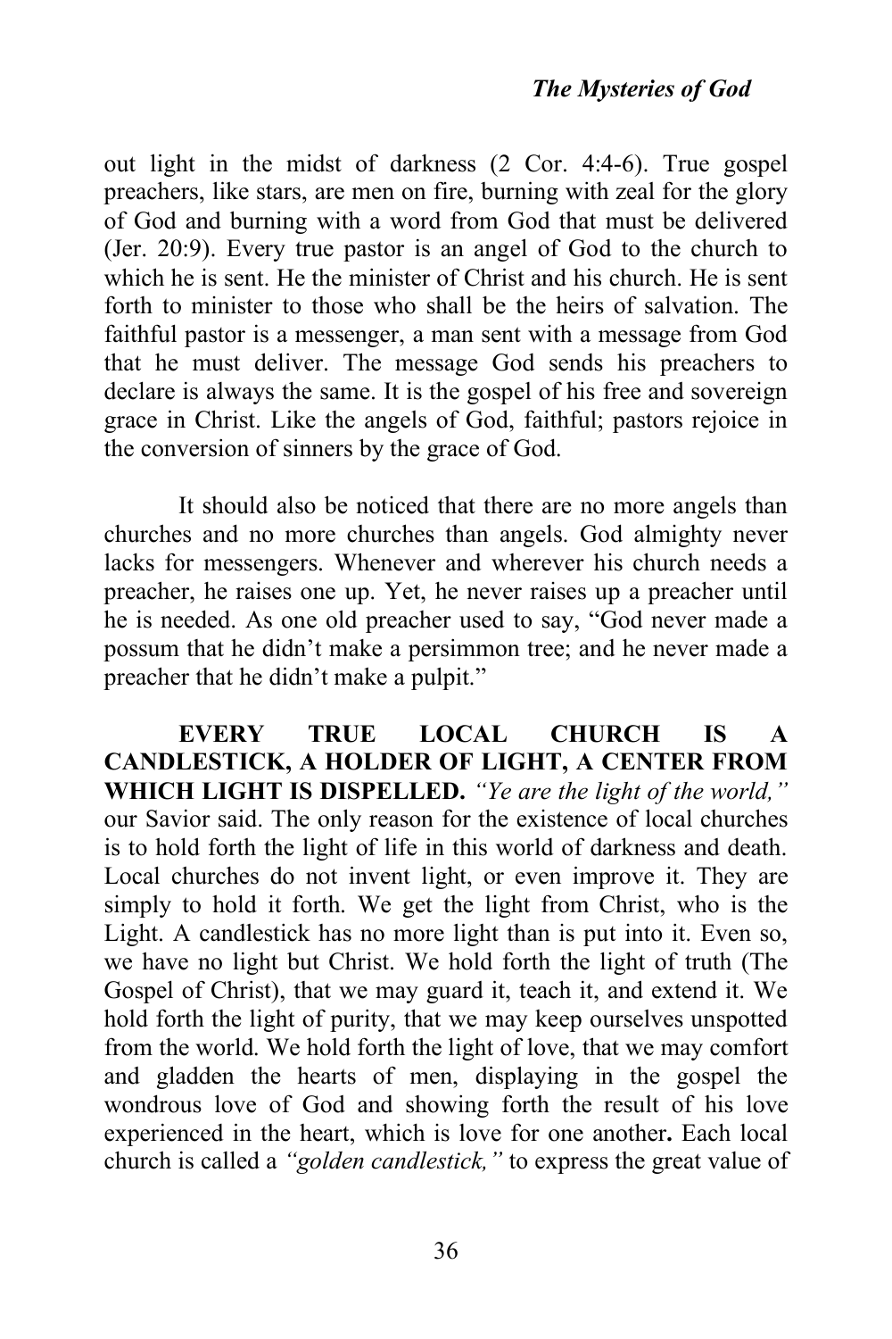out light in the midst of darkness (2 Cor. 4:4-6). True gospel preachers, like stars, are men on fire, burning with zeal for the glory of God and burning with a word from God that must be delivered (Jer. 20:9). Every true pastor is an angel of God to the church to which he is sent. He the minister of Christ and his church. He is sent forth to minister to those who shall be the heirs of salvation. The faithful pastor is a messenger, a man sent with a message from God that he must deliver. The message God sends his preachers to declare is always the same. It is the gospel of his free and sovereign grace in Christ. Like the angels of God, faithful; pastors rejoice in the conversion of sinners by the grace of God.

It should also be noticed that there are no more angels than churches and no more churches than angels. God almighty never lacks for messengers. Whenever and wherever his church needs a preacher, he raises one up. Yet, he never raises up a preacher until he is needed. As one old preacher used to say, "God never made a possum that he didn't make a persimmon tree; and he never made a preacher that he didn't make a pulpit."

**EVERY TRUE LOCAL CHURCH IS A CANDLESTICK, A HOLDER OF LIGHT, A CENTER FROM WHICH LIGHT IS DISPELLED.** *"Ye are the light of the world,"* our Savior said. The only reason for the existence of local churches is to hold forth the light of life in this world of darkness and death. Local churches do not invent light, or even improve it. They are simply to hold it forth. We get the light from Christ, who is the Light. A candlestick has no more light than is put into it. Even so, we have no light but Christ. We hold forth the light of truth (The Gospel of Christ), that we may guard it, teach it, and extend it. We hold forth the light of purity, that we may keep ourselves unspotted from the world. We hold forth the light of love, that we may comfort and gladden the hearts of men, displaying in the gospel the wondrous love of God and showing forth the result of his love experienced in the heart, which is love for one another**.** Each local church is called a *"golden candlestick,"* to express the great value of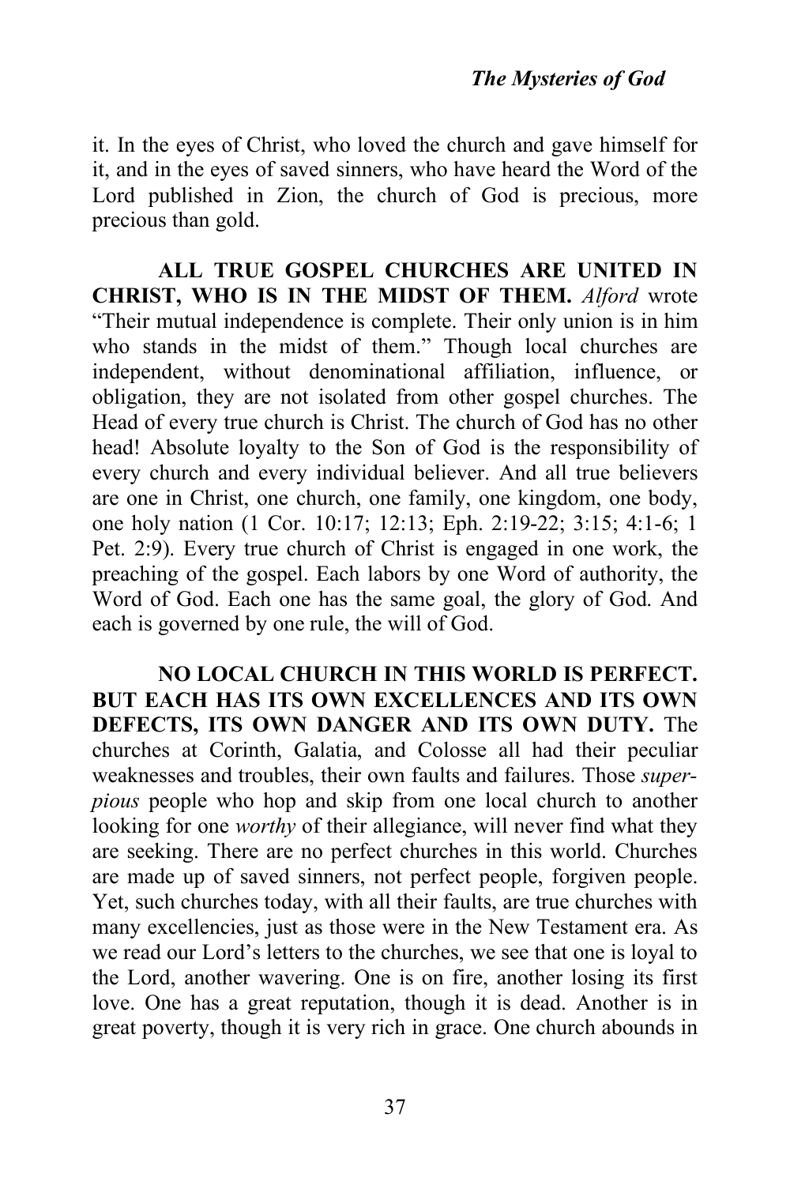it. In the eyes of Christ, who loved the church and gave himself for it, and in the eyes of saved sinners, who have heard the Word of the Lord published in Zion, the church of God is precious, more precious than gold.

**ALL TRUE GOSPEL CHURCHES ARE UNITED IN CHRIST, WHO IS IN THE MIDST OF THEM.** *Alford* wrote "Their mutual independence is complete. Their only union is in him who stands in the midst of them." Though local churches are independent, without denominational affiliation, influence, or obligation, they are not isolated from other gospel churches. The Head of every true church is Christ. The church of God has no other head! Absolute loyalty to the Son of God is the responsibility of every church and every individual believer. And all true believers are one in Christ, one church, one family, one kingdom, one body, one holy nation (1 Cor. 10:17; 12:13; Eph. 2:19-22; 3:15; 4:1-6; 1 Pet. 2:9). Every true church of Christ is engaged in one work, the preaching of the gospel. Each labors by one Word of authority, the Word of God. Each one has the same goal, the glory of God. And each is governed by one rule, the will of God.

**NO LOCAL CHURCH IN THIS WORLD IS PERFECT. BUT EACH HAS ITS OWN EXCELLENCES AND ITS OWN DEFECTS, ITS OWN DANGER AND ITS OWN DUTY.** The churches at Corinth, Galatia, and Colosse all had their peculiar weaknesses and troubles, their own faults and failures. Those *super-pious* people who hop and skip from one local church to another looking for one *worthy* of their allegiance, will never find what they are seeking. There are no perfect churches in this world. Churches are made up of saved sinners, not perfect people, forgiven people. Yet, such churches today, with all their faults, are true churches with many excellencies, just as those were in the New Testament era. As we read our Lord's letters to the churches, we see that one is loyal to the Lord, another wavering. One is on fire, another losing its first love. One has a great reputation, though it is dead. Another is in great poverty, though it is very rich in grace. One church abounds in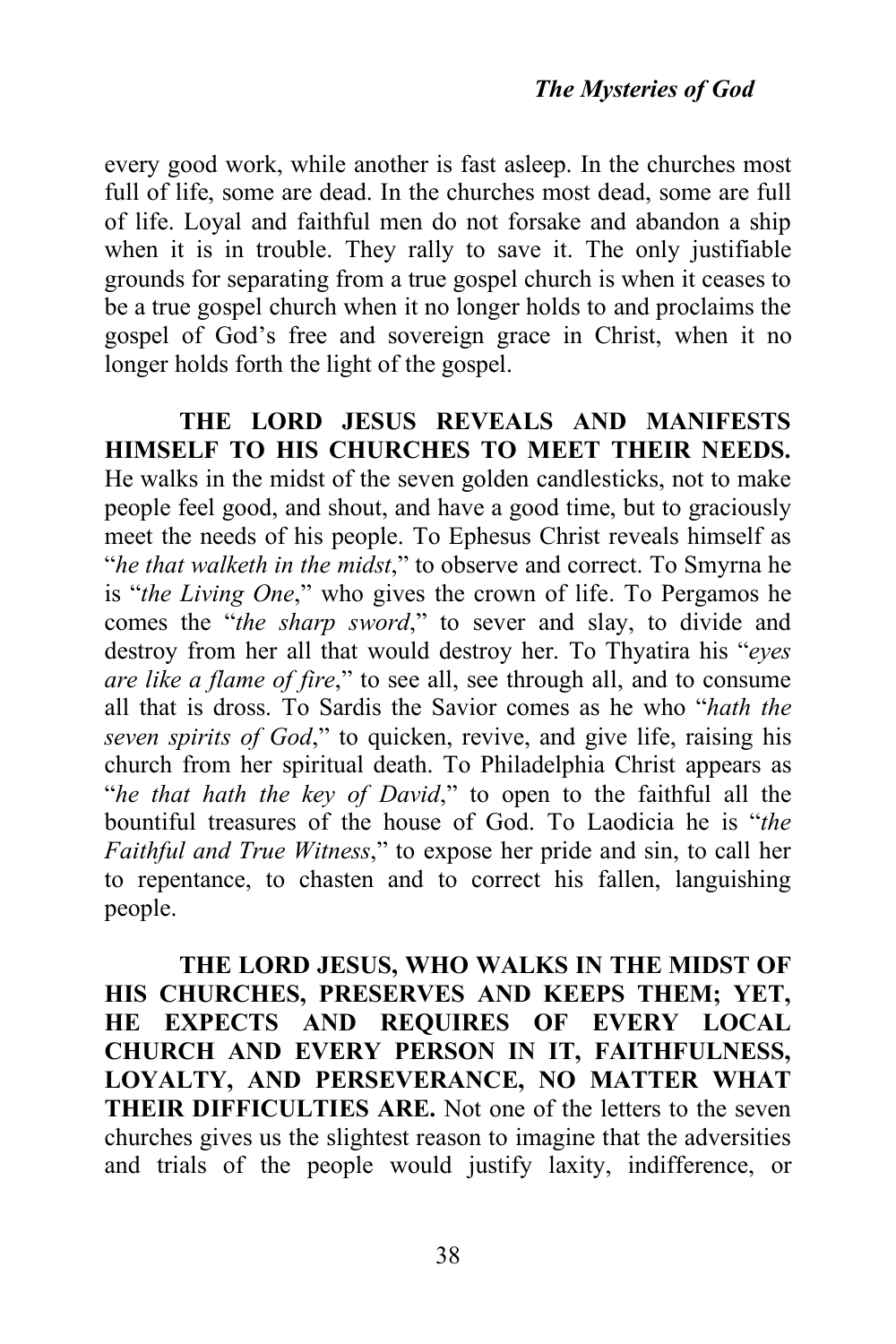every good work, while another is fast asleep. In the churches most full of life, some are dead. In the churches most dead, some are full of life. Loyal and faithful men do not forsake and abandon a ship when it is in trouble. They rally to save it. The only justifiable grounds for separating from a true gospel church is when it ceases to be a true gospel church when it no longer holds to and proclaims the gospel of God's free and sovereign grace in Christ, when it no longer holds forth the light of the gospel.

**THE LORD JESUS REVEALS AND MANIFESTS HIMSELF TO HIS CHURCHES TO MEET THEIR NEEDS.** He walks in the midst of the seven golden candlesticks, not to make people feel good, and shout, and have a good time, but to graciously meet the needs of his people. To Ephesus Christ reveals himself as "*he that walketh in the midst*," to observe and correct. To Smyrna he is "*the Living One*," who gives the crown of life. To Pergamos he comes the "*the sharp sword*," to sever and slay, to divide and destroy from her all that would destroy her. To Thyatira his "*eyes are like a flame of fire*," to see all, see through all, and to consume all that is dross. To Sardis the Savior comes as he who "*hath the seven spirits of God*," to quicken, revive, and give life, raising his church from her spiritual death. To Philadelphia Christ appears as "*he that hath the key of David*," to open to the faithful all the bountiful treasures of the house of God. To Laodicia he is "*the Faithful and True Witness*," to expose her pride and sin, to call her to repentance, to chasten and to correct his fallen, languishing people.

**THE LORD JESUS, WHO WALKS IN THE MIDST OF HIS CHURCHES, PRESERVES AND KEEPS THEM; YET, HE EXPECTS AND REQUIRES OF EVERY LOCAL CHURCH AND EVERY PERSON IN IT, FAITHFULNESS, LOYALTY, AND PERSEVERANCE, NO MATTER WHAT THEIR DIFFICULTIES ARE.** Not one of the letters to the seven churches gives us the slightest reason to imagine that the adversities and trials of the people would justify laxity, indifference, or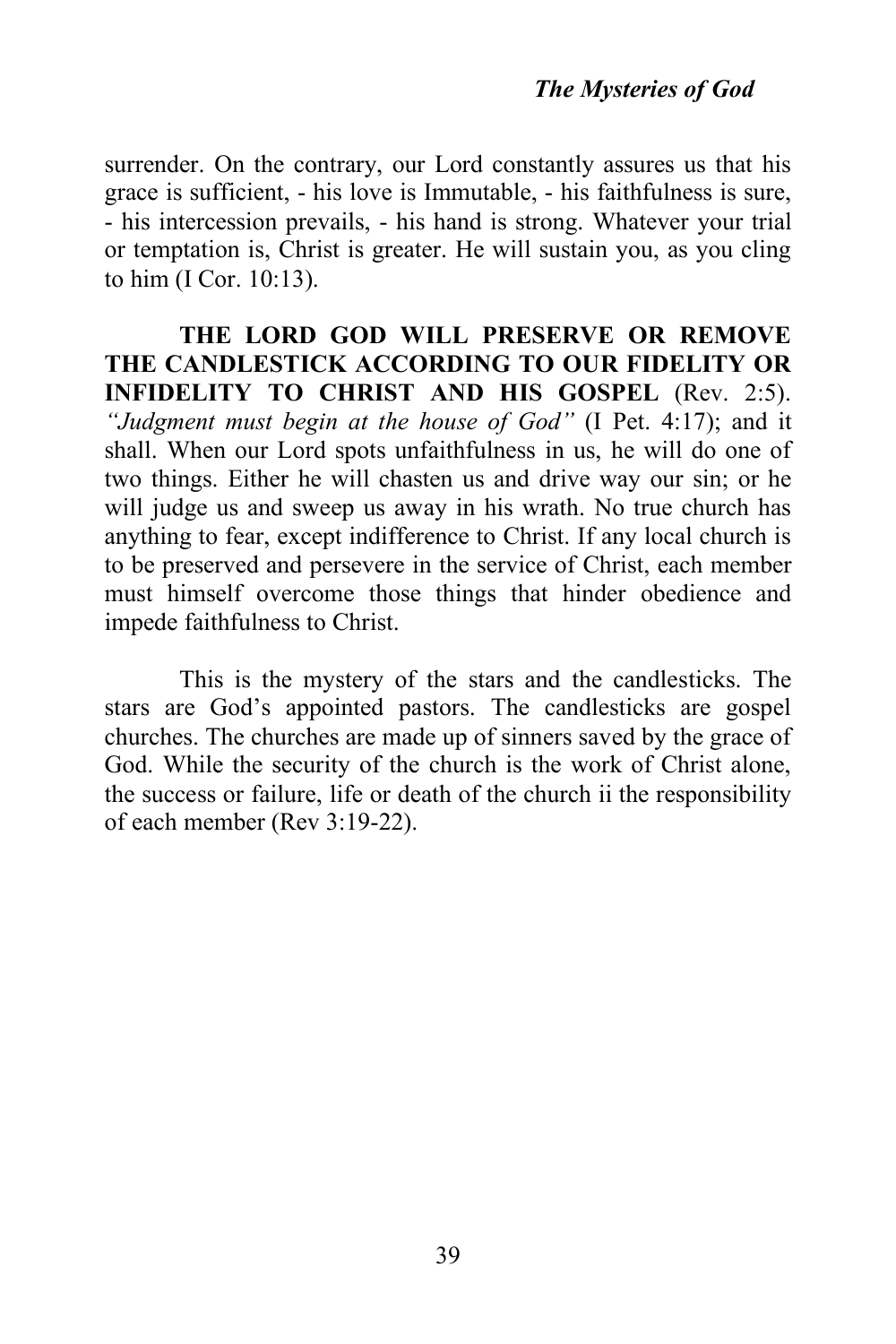surrender. On the contrary, our Lord constantly assures us that his grace is sufficient, - his love is Immutable, - his faithfulness is sure, - his intercession prevails, - his hand is strong. Whatever your trial or temptation is, Christ is greater. He will sustain you, as you cling to him (I Cor. 10:13).

**THE LORD GOD WILL PRESERVE OR REMOVE THE CANDLESTICK ACCORDING TO OUR FIDELITY OR INFIDELITY TO CHRIST AND HIS GOSPEL** (Rev. 2:5). *"Judgment must begin at the house of God"* (I Pet. 4:17); and it shall. When our Lord spots unfaithfulness in us, he will do one of two things. Either he will chasten us and drive way our sin; or he will judge us and sweep us away in his wrath. No true church has anything to fear, except indifference to Christ. If any local church is to be preserved and persevere in the service of Christ, each member must himself overcome those things that hinder obedience and impede faithfulness to Christ.

This is the mystery of the stars and the candlesticks. The stars are God's appointed pastors. The candlesticks are gospel churches. The churches are made up of sinners saved by the grace of God. While the security of the church is the work of Christ alone, the success or failure, life or death of the church ii the responsibility of each member (Rev 3:19-22).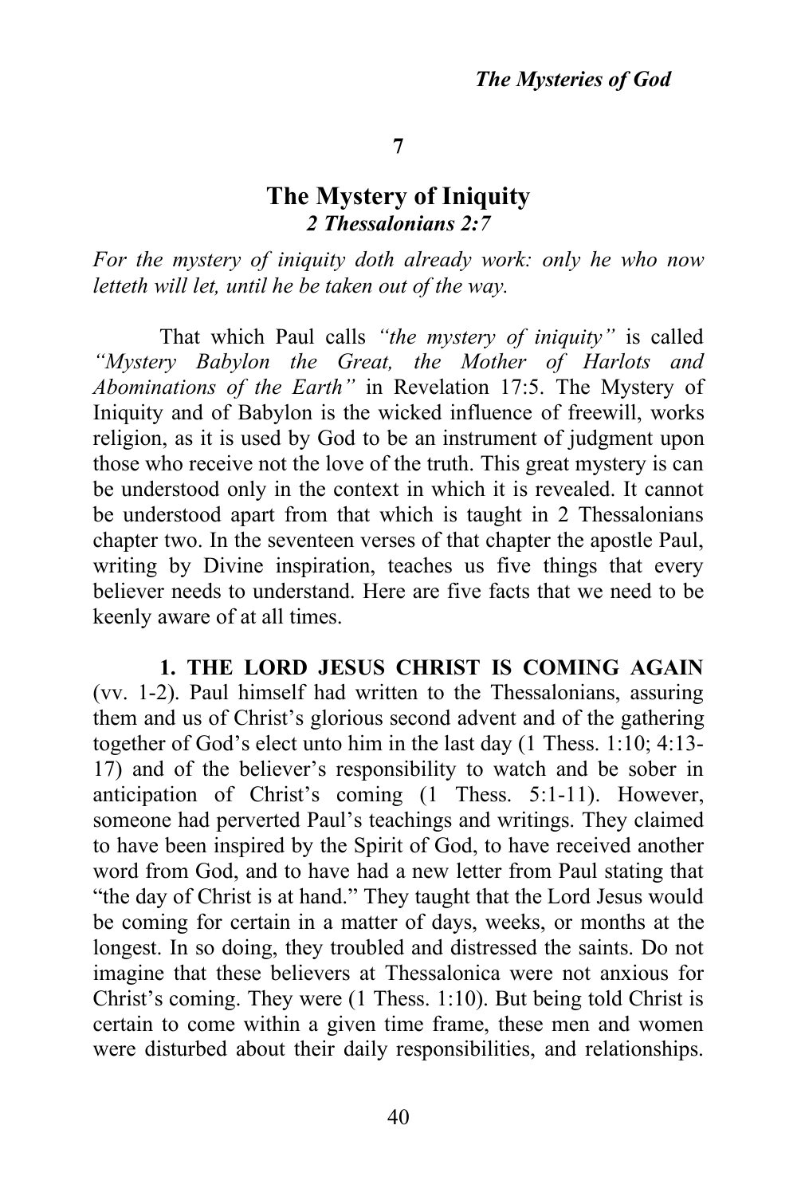7

## The Mystery of Iniquity
***2 Thessalonians 2:7***

*For the mystery of iniquity doth already work: only he who now letteth will let, until he be taken out of the way.*

That which Paul calls *"the mystery of iniquity"* is called *"Mystery Babylon the Great, the Mother of Harlots and Abominations of the Earth"* in Revelation 17:5. The Mystery of Iniquity and of Babylon is the wicked influence of freewill, works religion, as it is used by God to be an instrument of judgment upon those who receive not the love of the truth. This great mystery is can be understood only in the context in which it is revealed. It cannot be understood apart from that which is taught in 2 Thessalonians chapter two. In the seventeen verses of that chapter the apostle Paul, writing by Divine inspiration, teaches us five things that every believer needs to understand. Here are five facts that we need to be keenly aware of at all times.

**1. THE LORD JESUS CHRIST IS COMING AGAIN** (vv. 1-2). Paul himself had written to the Thessalonians, assuring them and us of Christ's glorious second advent and of the gathering together of God's elect unto him in the last day (1 Thess. 1:10; 4:13-17) and of the believer's responsibility to watch and be sober in anticipation of Christ's coming (1 Thess. 5:1-11). However, someone had perverted Paul's teachings and writings. They claimed to have been inspired by the Spirit of God, to have received another word from God, and to have had a new letter from Paul stating that "the day of Christ is at hand." They taught that the Lord Jesus would be coming for certain in a matter of days, weeks, or months at the longest. In so doing, they troubled and distressed the saints. Do not imagine that these believers at Thessalonica were not anxious for Christ's coming. They were (1 Thess. 1:10). But being told Christ is certain to come within a given time frame, these men and women were disturbed about their daily responsibilities, and relationships.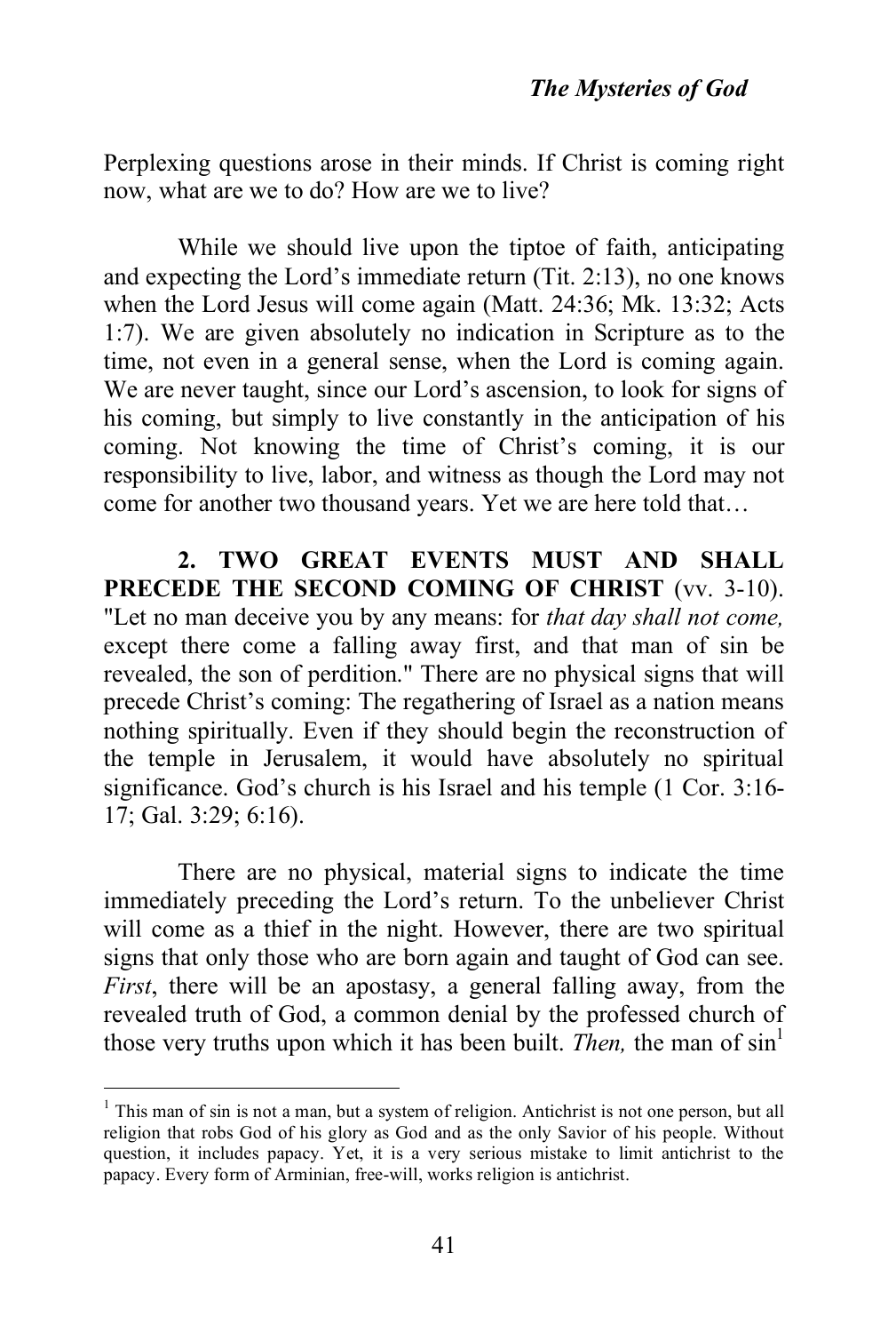Perplexing questions arose in their minds. If Christ is coming right now, what are we to do? How are we to live?

While we should live upon the tiptoe of faith, anticipating and expecting the Lord's immediate return (Tit. 2:13), no one knows when the Lord Jesus will come again (Matt. 24:36; Mk. 13:32; Acts 1:7). We are given absolutely no indication in Scripture as to the time, not even in a general sense, when the Lord is coming again. We are never taught, since our Lord's ascension, to look for signs of his coming, but simply to live constantly in the anticipation of his coming. Not knowing the time of Christ's coming, it is our responsibility to live, labor, and witness as though the Lord may not come for another two thousand years. Yet we are here told that…

**2. TWO GREAT EVENTS MUST AND SHALL PRECEDE THE SECOND COMING OF CHRIST** (vv. 3-10). "Let no man deceive you by any means: for *that day shall not come,* except there come a falling away first, and that man of sin be revealed, the son of perdition." There are no physical signs that will precede Christ's coming: The regathering of Israel as a nation means nothing spiritually. Even if they should begin the reconstruction of the temple in Jerusalem, it would have absolutely no spiritual significance. God's church is his Israel and his temple (1 Cor. 3:16-17; Gal. 3:29; 6:16).

There are no physical, material signs to indicate the time immediately preceding the Lord's return. To the unbeliever Christ will come as a thief in the night. However, there are two spiritual signs that only those who are born again and taught of God can see. *First*, there will be an apostasy, a general falling away, from the revealed truth of God, a common denial by the professed church of those very truths upon which it has been built. *Then,* the man of sin[1]

[1] This man of sin is not a man, but a system of religion. Antichrist is not one person, but all religion that robs God of his glory as God and as the only Savior of his people. Without question, it includes papacy. Yet, it is a very serious mistake to limit antichrist to the papacy. Every form of Arminian, free-will, works religion is antichrist.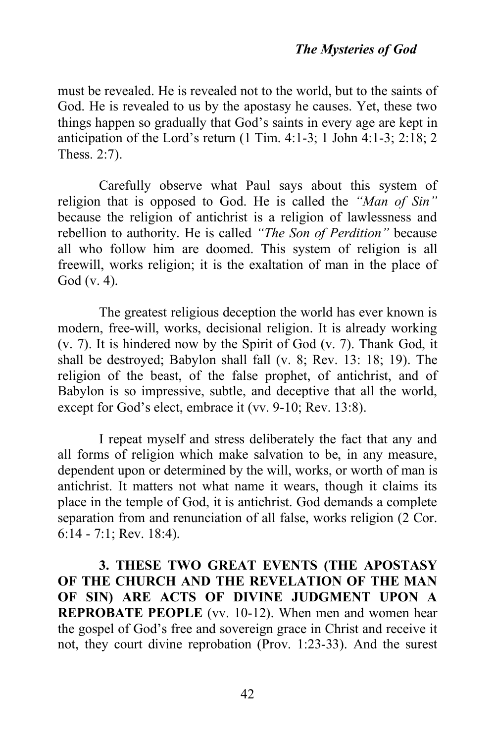must be revealed. He is revealed not to the world, but to the saints of God. He is revealed to us by the apostasy he causes. Yet, these two things happen so gradually that God's saints in every age are kept in anticipation of the Lord's return (1 Tim. 4:1-3; 1 John 4:1-3; 2:18; 2 Thess. 2:7).

Carefully observe what Paul says about this system of religion that is opposed to God. He is called the *"Man of Sin"* because the religion of antichrist is a religion of lawlessness and rebellion to authority. He is called *"The Son of Perdition"* because all who follow him are doomed. This system of religion is all freewill, works religion; it is the exaltation of man in the place of God (v. 4).

The greatest religious deception the world has ever known is modern, free-will, works, decisional religion. It is already working (v. 7). It is hindered now by the Spirit of God (v. 7). Thank God, it shall be destroyed; Babylon shall fall (v. 8; Rev. 13: 18; 19). The religion of the beast, of the false prophet, of antichrist, and of Babylon is so impressive, subtle, and deceptive that all the world, except for God's elect, embrace it (vv. 9-10; Rev. 13:8).

I repeat myself and stress deliberately the fact that any and all forms of religion which make salvation to be, in any measure, dependent upon or determined by the will, works, or worth of man is antichrist. It matters not what name it wears, though it claims its place in the temple of God, it is antichrist. God demands a complete separation from and renunciation of all false, works religion (2 Cor. 6:14 - 7:1; Rev. 18:4).

**3. THESE TWO GREAT EVENTS (THE APOSTASY OF THE CHURCH AND THE REVELATION OF THE MAN OF SIN) ARE ACTS OF DIVINE JUDGMENT UPON A REPROBATE PEOPLE** (vv. 10-12). When men and women hear the gospel of God's free and sovereign grace in Christ and receive it not, they court divine reprobation (Prov. 1:23-33). And the surest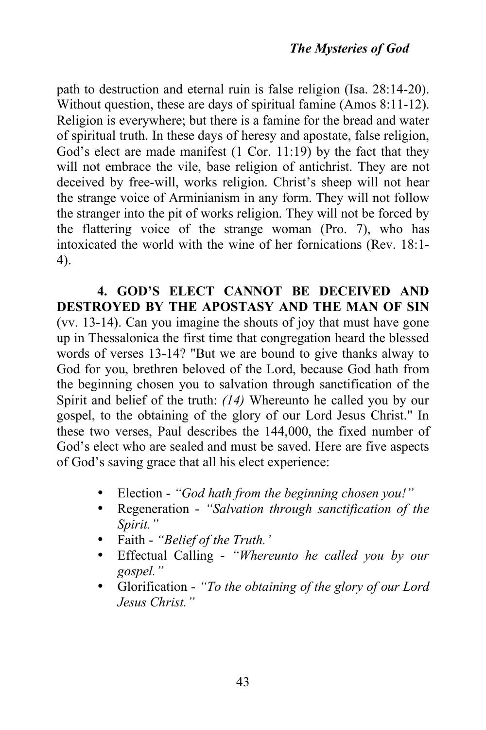path to destruction and eternal ruin is false religion (Isa. 28:14-20). Without question, these are days of spiritual famine (Amos 8:11-12). Religion is everywhere; but there is a famine for the bread and water of spiritual truth. In these days of heresy and apostate, false religion, God's elect are made manifest (1 Cor. 11:19) by the fact that they will not embrace the vile, base religion of antichrist. They are not deceived by free-will, works religion. Christ's sheep will not hear the strange voice of Arminianism in any form. They will not follow the stranger into the pit of works religion. They will not be forced by the flattering voice of the strange woman (Pro. 7), who has intoxicated the world with the wine of her fornications (Rev. 18:1-4).

**4. GOD'S ELECT CANNOT BE DECEIVED AND DESTROYED BY THE APOSTASY AND THE MAN OF SIN** (vv. 13-14). Can you imagine the shouts of joy that must have gone up in Thessalonica the first time that congregation heard the blessed words of verses 13-14? "But we are bound to give thanks alway to God for you, brethren beloved of the Lord, because God hath from the beginning chosen you to salvation through sanctification of the Spirit and belief of the truth: *(14)* Whereunto he called you by our gospel, to the obtaining of the glory of our Lord Jesus Christ." In these two verses, Paul describes the 144,000, the fixed number of God's elect who are sealed and must be saved. Here are five aspects of God's saving grace that all his elect experience:

- Election - *"God hath from the beginning chosen you!"*
- Regeneration - *"Salvation through sanctification of the Spirit."*
- Faith - *"Belief of the Truth.'*
- Effectual Calling - *"Whereunto he called you by our gospel."*
- Glorification - *"To the obtaining of the glory of our Lord Jesus Christ."*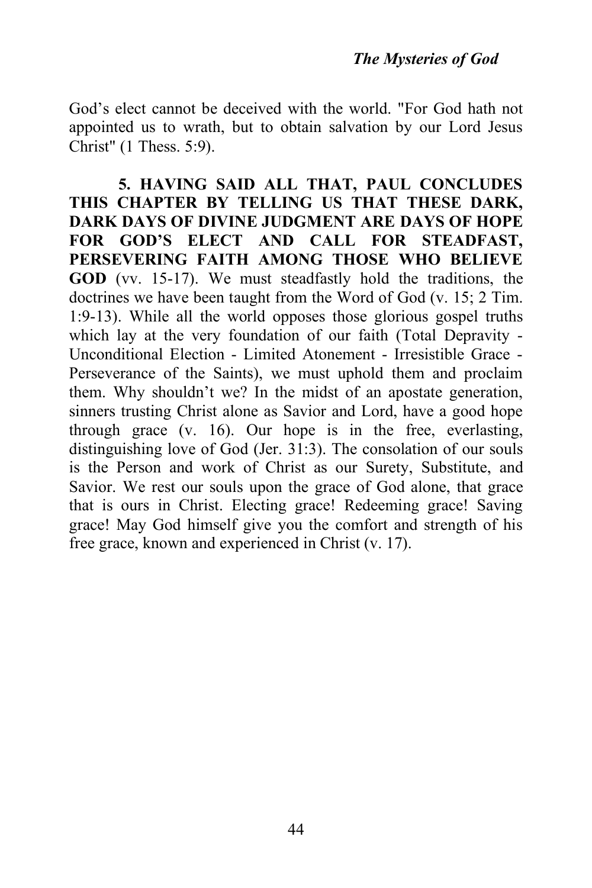God’s elect cannot be deceived with the world. "For God hath not appointed us to wrath, but to obtain salvation by our Lord Jesus Christ" (1 Thess. 5:9).

**5. HAVING SAID ALL THAT, PAUL CONCLUDES THIS CHAPTER BY TELLING US THAT THESE DARK, DARK DAYS OF DIVINE JUDGMENT ARE DAYS OF HOPE FOR GOD’S ELECT AND CALL FOR STEADFAST, PERSEVERING FAITH AMONG THOSE WHO BELIEVE GOD** (vv. 15-17). We must steadfastly hold the traditions, the doctrines we have been taught from the Word of God (v. 15; 2 Tim. 1:9-13). While all the world opposes those glorious gospel truths which lay at the very foundation of our faith (Total Depravity - Unconditional Election - Limited Atonement - Irresistible Grace - Perseverance of the Saints), we must uphold them and proclaim them. Why shouldn’t we? In the midst of an apostate generation, sinners trusting Christ alone as Savior and Lord, have a good hope through grace (v. 16). Our hope is in the free, everlasting, distinguishing love of God (Jer. 31:3). The consolation of our souls is the Person and work of Christ as our Surety, Substitute, and Savior. We rest our souls upon the grace of God alone, that grace that is ours in Christ. Electing grace! Redeeming grace! Saving grace! May God himself give you the comfort and strength of his free grace, known and experienced in Christ (v. 17).